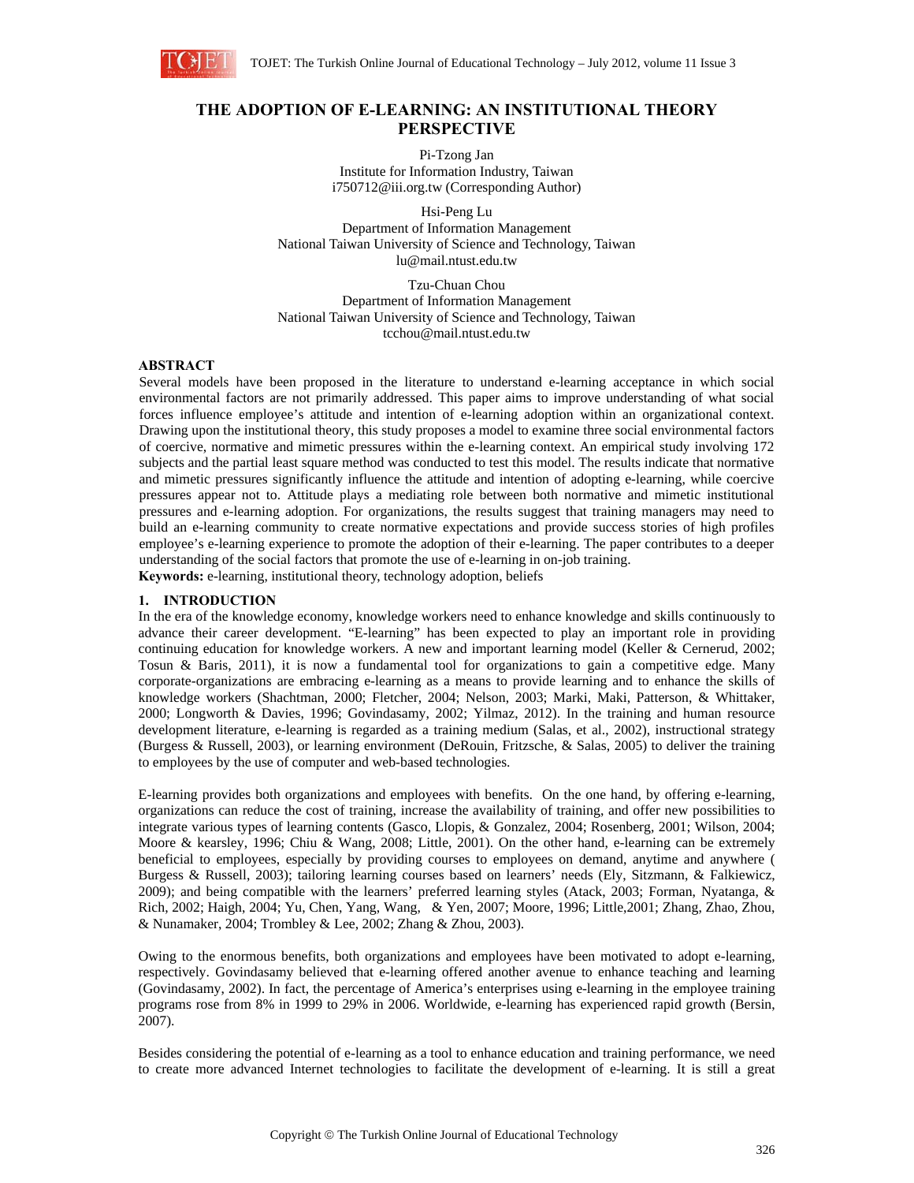# THE ADOPTION OF E-LEARNING: AN INSTITUTIONAL THEORY PERSPECTIVE

Pi-Tzong Jan
Institute for Information Industry, Taiwan
i750712@iii.org.tw (Corresponding Author)

Hsi-Peng Lu
Department of Information Management
National Taiwan University of Science and Technology, Taiwan
lu@mail.ntust.edu.tw

Tzu-Chuan Chou
Department of Information Management
National Taiwan University of Science and Technology, Taiwan
tcchou@mail.ntust.edu.tw

## ABSTRACT

Several models have been proposed in the literature to understand e-learning acceptance in which social environmental factors are not primarily addressed. This paper aims to improve understanding of what social forces influence employee's attitude and intention of e-learning adoption within an organizational context. Drawing upon the institutional theory, this study proposes a model to examine three social environmental factors of coercive, normative and mimetic pressures within the e-learning context. An empirical study involving 172 subjects and the partial least square method was conducted to test this model. The results indicate that normative and mimetic pressures significantly influence the attitude and intention of adopting e-learning, while coercive pressures appear not to. Attitude plays a mediating role between both normative and mimetic institutional pressures and e-learning adoption. For organizations, the results suggest that training managers may need to build an e-learning community to create normative expectations and provide success stories of high profiles employee's e-learning experience to promote the adoption of their e-learning. The paper contributes to a deeper understanding of the social factors that promote the use of e-learning in on-job training.

**Keywords:** e-learning, institutional theory, technology adoption, beliefs

## 1. INTRODUCTION

In the era of the knowledge economy, knowledge workers need to enhance knowledge and skills continuously to advance their career development. "E-learning" has been expected to play an important role in providing continuing education for knowledge workers. A new and important learning model (Keller & Cernerud, 2002; Tosun & Baris, 2011), it is now a fundamental tool for organizations to gain a competitive edge. Many corporate-organizations are embracing e-learning as a means to provide learning and to enhance the skills of knowledge workers (Shachtman, 2000; Fletcher, 2004; Nelson, 2003; Marki, Maki, Patterson, & Whittaker, 2000; Longworth & Davies, 1996; Govindasamy, 2002; Yilmaz, 2012). In the training and human resource development literature, e-learning is regarded as a training medium (Salas, et al., 2002), instructional strategy (Burgess & Russell, 2003), or learning environment (DeRouin, Fritzsche, & Salas, 2005) to deliver the training to employees by the use of computer and web-based technologies.

E-learning provides both organizations and employees with benefits. On the one hand, by offering e-learning, organizations can reduce the cost of training, increase the availability of training, and offer new possibilities to integrate various types of learning contents (Gasco, Llopis, & Gonzalez, 2004; Rosenberg, 2001; Wilson, 2004; Moore & kearsley, 1996; Chiu & Wang, 2008; Little, 2001). On the other hand, e-learning can be extremely beneficial to employees, especially by providing courses to employees on demand, anytime and anywhere ( Burgess & Russell, 2003); tailoring learning courses based on learners' needs (Ely, Sitzmann, & Falkiewicz, 2009); and being compatible with the learners' preferred learning styles (Atack, 2003; Forman, Nyatanga, & Rich, 2002; Haigh, 2004; Yu, Chen, Yang, Wang, & Yen, 2007; Moore, 1996; Little,2001; Zhang, Zhao, Zhou, & Nunamaker, 2004; Trombley & Lee, 2002; Zhang & Zhou, 2003).

Owing to the enormous benefits, both organizations and employees have been motivated to adopt e-learning, respectively. Govindasamy believed that e-learning offered another avenue to enhance teaching and learning (Govindasamy, 2002). In fact, the percentage of America's enterprises using e-learning in the employee training programs rose from 8% in 1999 to 29% in 2006. Worldwide, e-learning has experienced rapid growth (Bersin, 2007).

Besides considering the potential of e-learning as a tool to enhance education and training performance, we need to create more advanced Internet technologies to facilitate the development of e-learning. It is still a great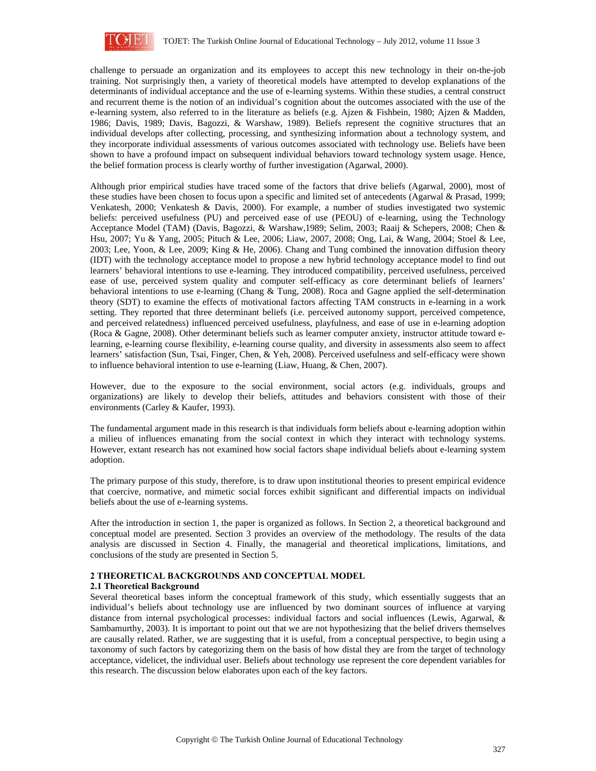challenge to persuade an organization and its employees to accept this new technology in their on-the-job training. Not surprisingly then, a variety of theoretical models have attempted to develop explanations of the determinants of individual acceptance and the use of e-learning systems. Within these studies, a central construct and recurrent theme is the notion of an individual's cognition about the outcomes associated with the use of the e-learning system, also referred to in the literature as beliefs (e.g. Ajzen & Fishbein, 1980; Ajzen & Madden, 1986; Davis, 1989; Davis, Bagozzi, & Warshaw, 1989). Beliefs represent the cognitive structures that an individual develops after collecting, processing, and synthesizing information about a technology system, and they incorporate individual assessments of various outcomes associated with technology use. Beliefs have been shown to have a profound impact on subsequent individual behaviors toward technology system usage. Hence, the belief formation process is clearly worthy of further investigation (Agarwal, 2000).

Although prior empirical studies have traced some of the factors that drive beliefs (Agarwal, 2000), most of these studies have been chosen to focus upon a specific and limited set of antecedents (Agarwal & Prasad, 1999; Venkatesh, 2000; Venkatesh & Davis, 2000). For example, a number of studies investigated two systemic beliefs: perceived usefulness (PU) and perceived ease of use (PEOU) of e-learning, using the Technology Acceptance Model (TAM) (Davis, Bagozzi, & Warshaw,1989; Selim, 2003; Raaij & Schepers, 2008; Chen & Hsu, 2007; Yu & Yang, 2005; Pituch & Lee, 2006; Liaw, 2007, 2008; Ong, Lai, & Wang, 2004; Stoel & Lee, 2003; Lee, Yoon, & Lee, 2009; King & He, 2006). Chang and Tung combined the innovation diffusion theory (IDT) with the technology acceptance model to propose a new hybrid technology acceptance model to find out learners' behavioral intentions to use e-learning. They introduced compatibility, perceived usefulness, perceived ease of use, perceived system quality and computer self-efficacy as core determinant beliefs of learners' behavioral intentions to use e-learning (Chang & Tung, 2008). Roca and Gagne applied the self-determination theory (SDT) to examine the effects of motivational factors affecting TAM constructs in e-learning in a work setting. They reported that three determinant beliefs (i.e. perceived autonomy support, perceived competence, and perceived relatedness) influenced perceived usefulness, playfulness, and ease of use in e-learning adoption (Roca & Gagne, 2008). Other determinant beliefs such as learner computer anxiety, instructor attitude toward e-learning, e-learning course flexibility, e-learning course quality, and diversity in assessments also seem to affect learners' satisfaction (Sun, Tsai, Finger, Chen, & Yeh, 2008). Perceived usefulness and self-efficacy were shown to influence behavioral intention to use e-learning (Liaw, Huang, & Chen, 2007).

However, due to the exposure to the social environment, social actors (e.g. individuals, groups and organizations) are likely to develop their beliefs, attitudes and behaviors consistent with those of their environments (Carley & Kaufer, 1993).

The fundamental argument made in this research is that individuals form beliefs about e-learning adoption within a milieu of influences emanating from the social context in which they interact with technology systems. However, extant research has not examined how social factors shape individual beliefs about e-learning system adoption.

The primary purpose of this study, therefore, is to draw upon institutional theories to present empirical evidence that coercive, normative, and mimetic social forces exhibit significant and differential impacts on individual beliefs about the use of e-learning systems.

After the introduction in section 1, the paper is organized as follows. In Section 2, a theoretical background and conceptual model are presented. Section 3 provides an overview of the methodology. The results of the data analysis are discussed in Section 4. Finally, the managerial and theoretical implications, limitations, and conclusions of the study are presented in Section 5.

## 2 THEORETICAL BACKGROUNDS AND CONCEPTUAL MODEL

### 2.1 Theoretical Background

Several theoretical bases inform the conceptual framework of this study, which essentially suggests that an individual's beliefs about technology use are influenced by two dominant sources of influence at varying distance from internal psychological processes: individual factors and social influences (Lewis, Agarwal, & Sambamurthy, 2003). It is important to point out that we are not hypothesizing that the belief drivers themselves are causally related. Rather, we are suggesting that it is useful, from a conceptual perspective, to begin using a taxonomy of such factors by categorizing them on the basis of how distal they are from the target of technology acceptance, videlicet, the individual user. Beliefs about technology use represent the core dependent variables for this research. The discussion below elaborates upon each of the key factors.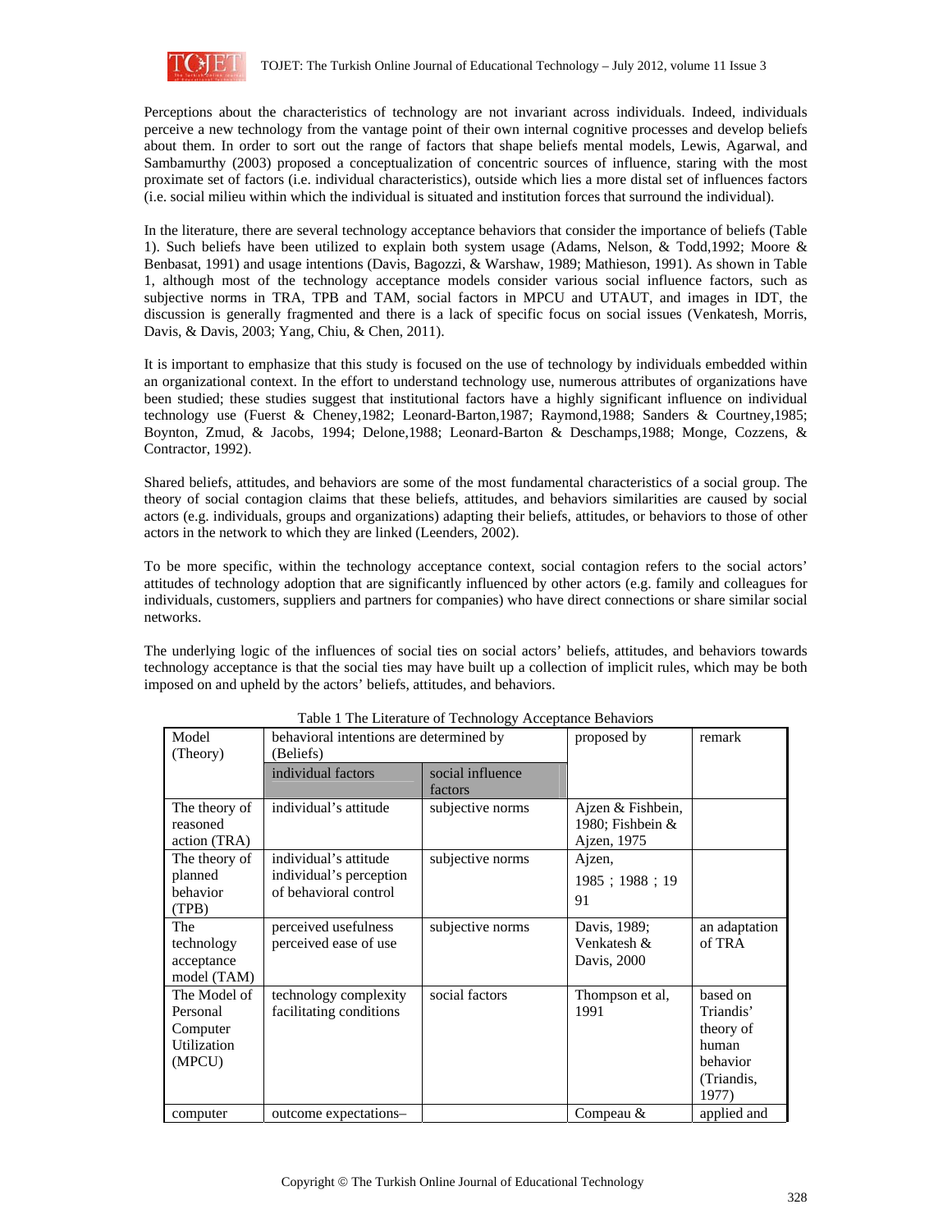Perceptions about the characteristics of technology are not invariant across individuals. Indeed, individuals perceive a new technology from the vantage point of their own internal cognitive processes and develop beliefs about them. In order to sort out the range of factors that shape beliefs mental models, Lewis, Agarwal, and Sambamurthy (2003) proposed a conceptualization of concentric sources of influence, staring with the most proximate set of factors (i.e. individual characteristics), outside which lies a more distal set of influences factors (i.e. social milieu within which the individual is situated and institution forces that surround the individual).

In the literature, there are several technology acceptance behaviors that consider the importance of beliefs (Table 1). Such beliefs have been utilized to explain both system usage (Adams, Nelson, & Todd,1992; Moore & Benbasat, 1991) and usage intentions (Davis, Bagozzi, & Warshaw, 1989; Mathieson, 1991). As shown in Table 1, although most of the technology acceptance models consider various social influence factors, such as subjective norms in TRA, TPB and TAM, social factors in MPCU and UTAUT, and images in IDT, the discussion is generally fragmented and there is a lack of specific focus on social issues (Venkatesh, Morris, Davis, & Davis, 2003; Yang, Chiu, & Chen, 2011).

It is important to emphasize that this study is focused on the use of technology by individuals embedded within an organizational context. In the effort to understand technology use, numerous attributes of organizations have been studied; these studies suggest that institutional factors have a highly significant influence on individual technology use (Fuerst & Cheney,1982; Leonard-Barton,1987; Raymond,1988; Sanders & Courtney,1985; Boynton, Zmud, & Jacobs, 1994; Delone,1988; Leonard-Barton & Deschamps,1988; Monge, Cozzens, & Contractor, 1992).

Shared beliefs, attitudes, and behaviors are some of the most fundamental characteristics of a social group. The theory of social contagion claims that these beliefs, attitudes, and behaviors similarities are caused by social actors (e.g. individuals, groups and organizations) adapting their beliefs, attitudes, or behaviors to those of other actors in the network to which they are linked (Leenders, 2002).

To be more specific, within the technology acceptance context, social contagion refers to the social actors' attitudes of technology adoption that are significantly influenced by other actors (e.g. family and colleagues for individuals, customers, suppliers and partners for companies) who have direct connections or share similar social networks.

The underlying logic of the influences of social ties on social actors' beliefs, attitudes, and behaviors towards technology acceptance is that the social ties may have built up a collection of implicit rules, which may be both imposed on and upheld by the actors' beliefs, attitudes, and behaviors.

Table 1 The Literature of Technology Acceptance Behaviors

| Model (Theory) | behavioral intentions are determined by (Beliefs) | | proposed by | remark |
|---|---|---|---|---|
| | individual factors | social influence factors | | |
| The theory of reasoned action (TRA) | individual's attitude | subjective norms | Ajzen & Fishbein, 1980; Fishbein & Ajzen, 1975 | |
| The theory of planned behavior (TPB) | individual's attitude<br>individual's perception of behavioral control | subjective norms | Ajzen, 1985；1988；1991 | |
| The technology acceptance model (TAM) | perceived usefulness<br>perceived ease of use | subjective norms | Davis, 1989; Venkatesh & Davis, 2000 | an adaptation of TRA |
| The Model of Personal Computer Utilization (MPCU) | technology complexity<br>facilitating conditions | social factors | Thompson et al, 1991 | based on Triandis' theory of human behavior (Triandis, 1977) |
| computer | outcome expectations– | | Compeau & | applied and |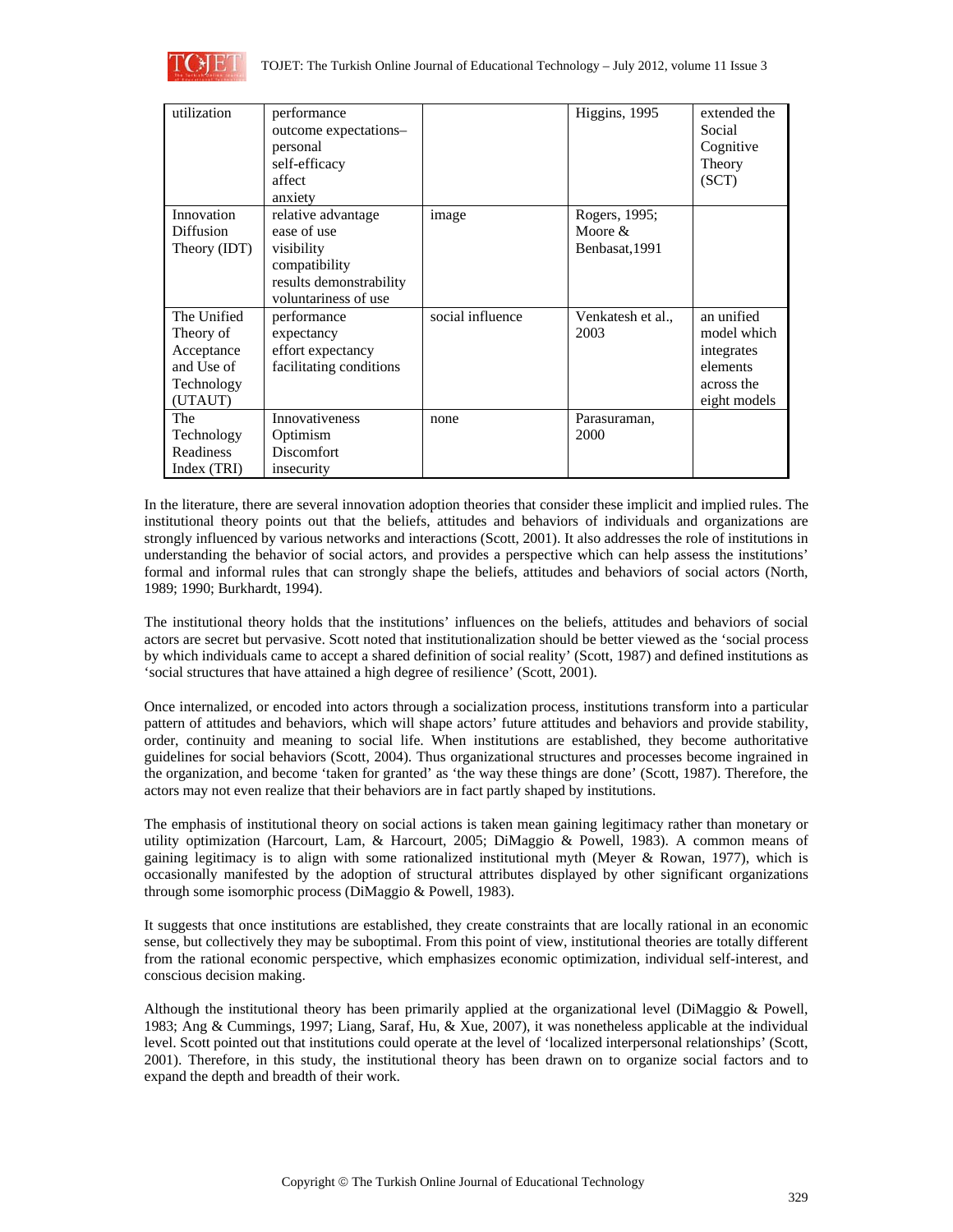| utilization | performance outcome expectations–personal self-efficacy affect anxiety | | Higgins, 1995 | extended the Social Cognitive Theory (SCT) |
|---|---|---|---|---|
| Innovation Diffusion Theory (IDT) | relative advantage ease of use visibility compatibility results demonstrability voluntariness of use | image | Rogers, 1995; Moore & Benbasat,1991 | |
| The Unified Theory of Acceptance and Use of Technology (UTAUT) | performance expectancy effort expectancy facilitating conditions | social influence | Venkatesh et al., 2003 | an unified model which integrates elements across the eight models |
| The Technology Readiness Index (TRI) | Innovativeness Optimism Discomfort insecurity | none | Parasuraman, 2000 | |

In the literature, there are several innovation adoption theories that consider these implicit and implied rules. The institutional theory points out that the beliefs, attitudes and behaviors of individuals and organizations are strongly influenced by various networks and interactions (Scott, 2001). It also addresses the role of institutions in understanding the behavior of social actors, and provides a perspective which can help assess the institutions' formal and informal rules that can strongly shape the beliefs, attitudes and behaviors of social actors (North, 1989; 1990; Burkhardt, 1994).

The institutional theory holds that the institutions' influences on the beliefs, attitudes and behaviors of social actors are secret but pervasive. Scott noted that institutionalization should be better viewed as the 'social process by which individuals came to accept a shared definition of social reality' (Scott, 1987) and defined institutions as 'social structures that have attained a high degree of resilience' (Scott, 2001).

Once internalized, or encoded into actors through a socialization process, institutions transform into a particular pattern of attitudes and behaviors, which will shape actors' future attitudes and behaviors and provide stability, order, continuity and meaning to social life. When institutions are established, they become authoritative guidelines for social behaviors (Scott, 2004). Thus organizational structures and processes become ingrained in the organization, and become 'taken for granted' as 'the way these things are done' (Scott, 1987). Therefore, the actors may not even realize that their behaviors are in fact partly shaped by institutions.

The emphasis of institutional theory on social actions is taken mean gaining legitimacy rather than monetary or utility optimization (Harcourt, Lam, & Harcourt, 2005; DiMaggio & Powell, 1983). A common means of gaining legitimacy is to align with some rationalized institutional myth (Meyer & Rowan, 1977), which is occasionally manifested by the adoption of structural attributes displayed by other significant organizations through some isomorphic process (DiMaggio & Powell, 1983).

It suggests that once institutions are established, they create constraints that are locally rational in an economic sense, but collectively they may be suboptimal. From this point of view, institutional theories are totally different from the rational economic perspective, which emphasizes economic optimization, individual self-interest, and conscious decision making.

Although the institutional theory has been primarily applied at the organizational level (DiMaggio & Powell, 1983; Ang & Cummings, 1997; Liang, Saraf, Hu, & Xue, 2007), it was nonetheless applicable at the individual level. Scott pointed out that institutions could operate at the level of 'localized interpersonal relationships' (Scott, 2001). Therefore, in this study, the institutional theory has been drawn on to organize social factors and to expand the depth and breadth of their work.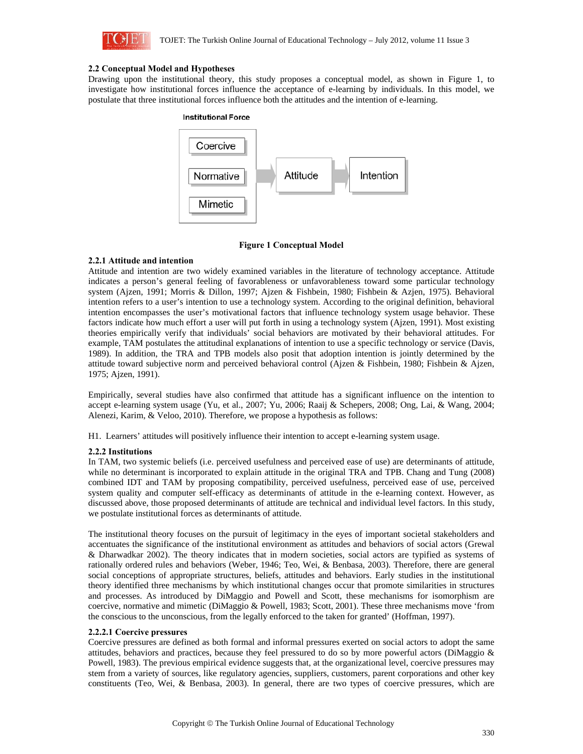### 2.2 Conceptual Model and Hypotheses

Drawing upon the institutional theory, this study proposes a conceptual model, as shown in Figure 1, to investigate how institutional forces influence the acceptance of e-learning by individuals. In this model, we postulate that three institutional forces influence both the attitudes and the intention of e-learning.

Institutional Force

Coercive

Normative

Mimetic

Attitude

Intention

**Figure 1 Conceptual Model**

#### 2.2.1 Attitude and intention

Attitude and intention are two widely examined variables in the literature of technology acceptance. Attitude indicates a person's general feeling of favorableness or unfavorableness toward some particular technology system (Ajzen, 1991; Morris & Dillon, 1997; Ajzen & Fishbein, 1980; Fishbein & Azjen, 1975). Behavioral intention refers to a user's intention to use a technology system. According to the original definition, behavioral intention encompasses the user's motivational factors that influence technology system usage behavior. These factors indicate how much effort a user will put forth in using a technology system (Ajzen, 1991). Most existing theories empirically verify that individuals' social behaviors are motivated by their behavioral attitudes. For example, TAM postulates the attitudinal explanations of intention to use a specific technology or service (Davis, 1989). In addition, the TRA and TPB models also posit that adoption intention is jointly determined by the attitude toward subjective norm and perceived behavioral control (Ajzen & Fishbein, 1980; Fishbein & Ajzen, 1975; Ajzen, 1991).

Empirically, several studies have also confirmed that attitude has a significant influence on the intention to accept e-learning system usage (Yu, et al., 2007; Yu, 2006; Raaij & Schepers, 2008; Ong, Lai, & Wang, 2004; Alenezi, Karim, & Veloo, 2010). Therefore, we propose a hypothesis as follows:

H1. Learners' attitudes will positively influence their intention to accept e-learning system usage.

#### 2.2.2 Institutions

In TAM, two systemic beliefs (i.e. perceived usefulness and perceived ease of use) are determinants of attitude, while no determinant is incorporated to explain attitude in the original TRA and TPB. Chang and Tung (2008) combined IDT and TAM by proposing compatibility, perceived usefulness, perceived ease of use, perceived system quality and computer self-efficacy as determinants of attitude in the e-learning context. However, as discussed above, those proposed determinants of attitude are technical and individual level factors. In this study, we postulate institutional forces as determinants of attitude.

The institutional theory focuses on the pursuit of legitimacy in the eyes of important societal stakeholders and accentuates the significance of the institutional environment as attitudes and behaviors of social actors (Grewal & Dharwadkar 2002). The theory indicates that in modern societies, social actors are typified as systems of rationally ordered rules and behaviors (Weber, 1946; Teo, Wei, & Benbasa, 2003). Therefore, there are general social conceptions of appropriate structures, beliefs, attitudes and behaviors. Early studies in the institutional theory identified three mechanisms by which institutional changes occur that promote similarities in structures and processes. As introduced by DiMaggio and Powell and Scott, these mechanisms for isomorphism are coercive, normative and mimetic (DiMaggio & Powell, 1983; Scott, 2001). These three mechanisms move 'from the conscious to the unconscious, from the legally enforced to the taken for granted' (Hoffman, 1997).

##### 2.2.2.1 Coercive pressures

Coercive pressures are defined as both formal and informal pressures exerted on social actors to adopt the same attitudes, behaviors and practices, because they feel pressured to do so by more powerful actors (DiMaggio & Powell, 1983). The previous empirical evidence suggests that, at the organizational level, coercive pressures may stem from a variety of sources, like regulatory agencies, suppliers, customers, parent corporations and other key constituents (Teo, Wei, & Benbasa, 2003). In general, there are two types of coercive pressures, which are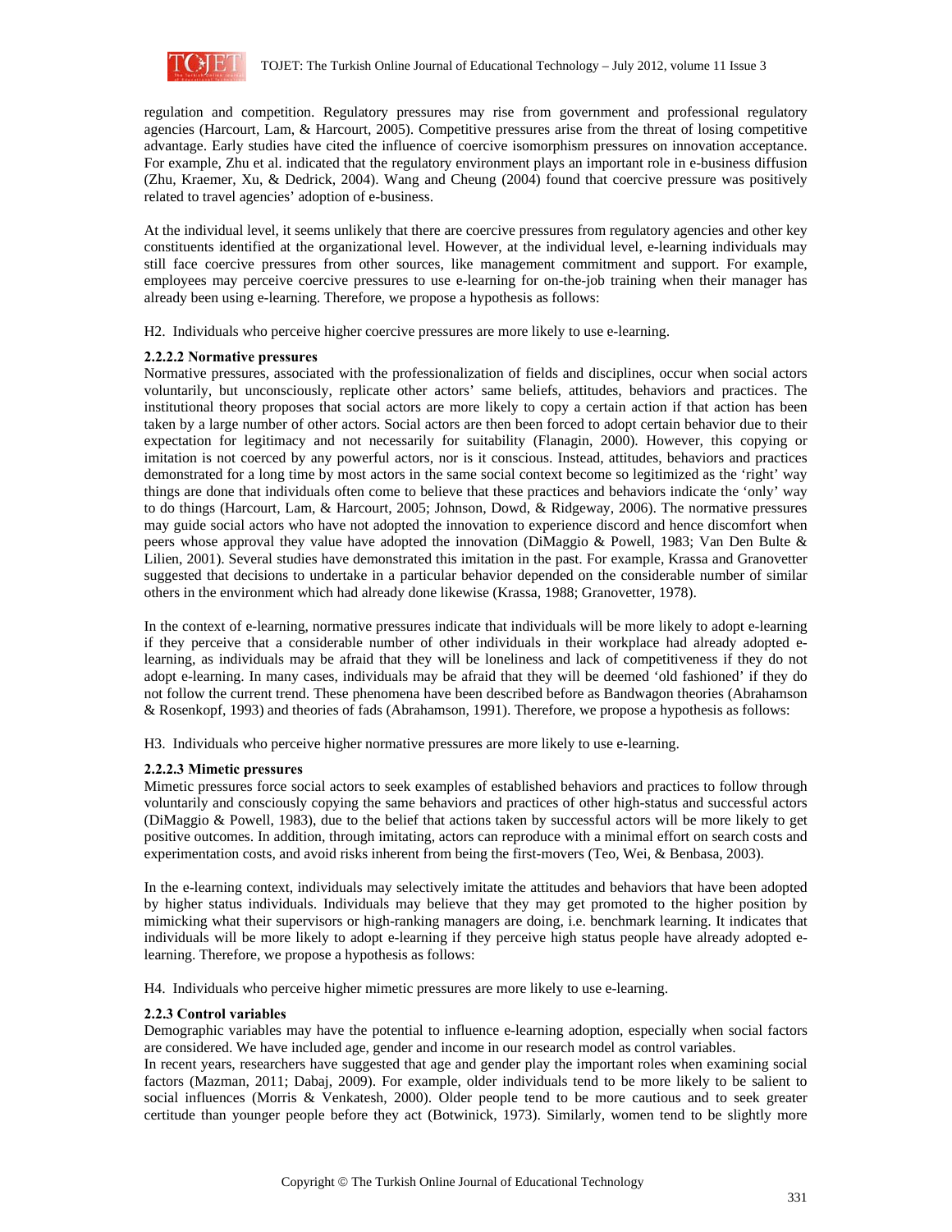regulation and competition. Regulatory pressures may rise from government and professional regulatory agencies (Harcourt, Lam, & Harcourt, 2005). Competitive pressures arise from the threat of losing competitive advantage. Early studies have cited the influence of coercive isomorphism pressures on innovation acceptance. For example, Zhu et al. indicated that the regulatory environment plays an important role in e-business diffusion (Zhu, Kraemer, Xu, & Dedrick, 2004). Wang and Cheung (2004) found that coercive pressure was positively related to travel agencies' adoption of e-business.

At the individual level, it seems unlikely that there are coercive pressures from regulatory agencies and other key constituents identified at the organizational level. However, at the individual level, e-learning individuals may still face coercive pressures from other sources, like management commitment and support. For example, employees may perceive coercive pressures to use e-learning for on-the-job training when their manager has already been using e-learning. Therefore, we propose a hypothesis as follows:

H2. Individuals who perceive higher coercive pressures are more likely to use e-learning.

#### 2.2.2.2 Normative pressures

Normative pressures, associated with the professionalization of fields and disciplines, occur when social actors voluntarily, but unconsciously, replicate other actors' same beliefs, attitudes, behaviors and practices. The institutional theory proposes that social actors are more likely to copy a certain action if that action has been taken by a large number of other actors. Social actors are then been forced to adopt certain behavior due to their expectation for legitimacy and not necessarily for suitability (Flanagin, 2000). However, this copying or imitation is not coerced by any powerful actors, nor is it conscious. Instead, attitudes, behaviors and practices demonstrated for a long time by most actors in the same social context become so legitimized as the 'right' way things are done that individuals often come to believe that these practices and behaviors indicate the 'only' way to do things (Harcourt, Lam, & Harcourt, 2005; Johnson, Dowd, & Ridgeway, 2006). The normative pressures may guide social actors who have not adopted the innovation to experience discord and hence discomfort when peers whose approval they value have adopted the innovation (DiMaggio & Powell, 1983; Van Den Bulte & Lilien, 2001). Several studies have demonstrated this imitation in the past. For example, Krassa and Granovetter suggested that decisions to undertake in a particular behavior depended on the considerable number of similar others in the environment which had already done likewise (Krassa, 1988; Granovetter, 1978).

In the context of e-learning, normative pressures indicate that individuals will be more likely to adopt e-learning if they perceive that a considerable number of other individuals in their workplace had already adopted e-learning, as individuals may be afraid that they will be loneliness and lack of competitiveness if they do not adopt e-learning. In many cases, individuals may be afraid that they will be deemed 'old fashioned' if they do not follow the current trend. These phenomena have been described before as Bandwagon theories (Abrahamson & Rosenkopf, 1993) and theories of fads (Abrahamson, 1991). Therefore, we propose a hypothesis as follows:

H3. Individuals who perceive higher normative pressures are more likely to use e-learning.

#### 2.2.2.3 Mimetic pressures

Mimetic pressures force social actors to seek examples of established behaviors and practices to follow through voluntarily and consciously copying the same behaviors and practices of other high-status and successful actors (DiMaggio & Powell, 1983), due to the belief that actions taken by successful actors will be more likely to get positive outcomes. In addition, through imitating, actors can reproduce with a minimal effort on search costs and experimentation costs, and avoid risks inherent from being the first-movers (Teo, Wei, & Benbasa, 2003).

In the e-learning context, individuals may selectively imitate the attitudes and behaviors that have been adopted by higher status individuals. Individuals may believe that they may get promoted to the higher position by mimicking what their supervisors or high-ranking managers are doing, i.e. benchmark learning. It indicates that individuals will be more likely to adopt e-learning if they perceive high status people have already adopted e-learning. Therefore, we propose a hypothesis as follows:

H4. Individuals who perceive higher mimetic pressures are more likely to use e-learning.

### 2.2.3 Control variables

Demographic variables may have the potential to influence e-learning adoption, especially when social factors are considered. We have included age, gender and income in our research model as control variables.

In recent years, researchers have suggested that age and gender play the important roles when examining social factors (Mazman, 2011; Dabaj, 2009). For example, older individuals tend to be more likely to be salient to social influences (Morris & Venkatesh, 2000). Older people tend to be more cautious and to seek greater certitude than younger people before they act (Botwinick, 1973). Similarly, women tend to be slightly more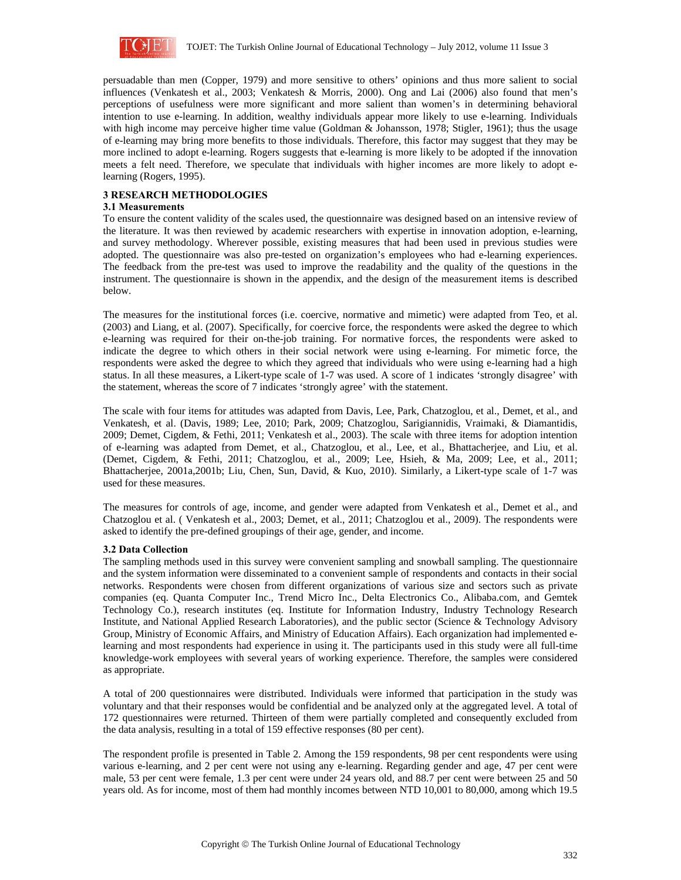persuadable than men (Copper, 1979) and more sensitive to others' opinions and thus more salient to social influences (Venkatesh et al., 2003; Venkatesh & Morris, 2000). Ong and Lai (2006) also found that men's perceptions of usefulness were more significant and more salient than women's in determining behavioral intention to use e-learning. In addition, wealthy individuals appear more likely to use e-learning. Individuals with high income may perceive higher time value (Goldman & Johansson, 1978; Stigler, 1961); thus the usage of e-learning may bring more benefits to those individuals. Therefore, this factor may suggest that they may be more inclined to adopt e-learning. Rogers suggests that e-learning is more likely to be adopted if the innovation meets a felt need. Therefore, we speculate that individuals with higher incomes are more likely to adopt e-learning (Rogers, 1995).

## 3 RESEARCH METHODOLOGIES

### 3.1 Measurements

To ensure the content validity of the scales used, the questionnaire was designed based on an intensive review of the literature. It was then reviewed by academic researchers with expertise in innovation adoption, e-learning, and survey methodology. Wherever possible, existing measures that had been used in previous studies were adopted. The questionnaire was also pre-tested on organization's employees who had e-learning experiences. The feedback from the pre-test was used to improve the readability and the quality of the questions in the instrument. The questionnaire is shown in the appendix, and the design of the measurement items is described below.

The measures for the institutional forces (i.e. coercive, normative and mimetic) were adapted from Teo, et al. (2003) and Liang, et al. (2007). Specifically, for coercive force, the respondents were asked the degree to which e-learning was required for their on-the-job training. For normative forces, the respondents were asked to indicate the degree to which others in their social network were using e-learning. For mimetic force, the respondents were asked the degree to which they agreed that individuals who were using e-learning had a high status. In all these measures, a Likert-type scale of 1-7 was used. A score of 1 indicates 'strongly disagree' with the statement, whereas the score of 7 indicates 'strongly agree' with the statement.

The scale with four items for attitudes was adapted from Davis, Lee, Park, Chatzoglou, et al., Demet, et al., and Venkatesh, et al. (Davis, 1989; Lee, 2010; Park, 2009; Chatzoglou, Sarigiannidis, Vraimaki, & Diamantidis, 2009; Demet, Cigdem, & Fethi, 2011; Venkatesh et al., 2003). The scale with three items for adoption intention of e-learning was adapted from Demet, et al., Chatzoglou, et al., Lee, et al., Bhattacherjee, and Liu, et al. (Demet, Cigdem, & Fethi, 2011; Chatzoglou, et al., 2009; Lee, Hsieh, & Ma, 2009; Lee, et al., 2011; Bhattacherjee, 2001a,2001b; Liu, Chen, Sun, David, & Kuo, 2010). Similarly, a Likert-type scale of 1-7 was used for these measures.

The measures for controls of age, income, and gender were adapted from Venkatesh et al., Demet et al., and Chatzoglou et al. ( Venkatesh et al., 2003; Demet, et al., 2011; Chatzoglou et al., 2009). The respondents were asked to identify the pre-defined groupings of their age, gender, and income.

### 3.2 Data Collection

The sampling methods used in this survey were convenient sampling and snowball sampling. The questionnaire and the system information were disseminated to a convenient sample of respondents and contacts in their social networks. Respondents were chosen from different organizations of various size and sectors such as private companies (eq. Quanta Computer Inc., Trend Micro Inc., Delta Electronics Co., Alibaba.com, and Gemtek Technology Co.), research institutes (eq. Institute for Information Industry, Industry Technology Research Institute, and National Applied Research Laboratories), and the public sector (Science & Technology Advisory Group, Ministry of Economic Affairs, and Ministry of Education Affairs). Each organization had implemented e-learning and most respondents had experience in using it. The participants used in this study were all full-time knowledge-work employees with several years of working experience. Therefore, the samples were considered as appropriate.

A total of 200 questionnaires were distributed. Individuals were informed that participation in the study was voluntary and that their responses would be confidential and be analyzed only at the aggregated level. A total of 172 questionnaires were returned. Thirteen of them were partially completed and consequently excluded from the data analysis, resulting in a total of 159 effective responses (80 per cent).

The respondent profile is presented in Table 2. Among the 159 respondents, 98 per cent respondents were using various e-learning, and 2 per cent were not using any e-learning. Regarding gender and age, 47 per cent were male, 53 per cent were female, 1.3 per cent were under 24 years old, and 88.7 per cent were between 25 and 50 years old. As for income, most of them had monthly incomes between NTD 10,001 to 80,000, among which 19.5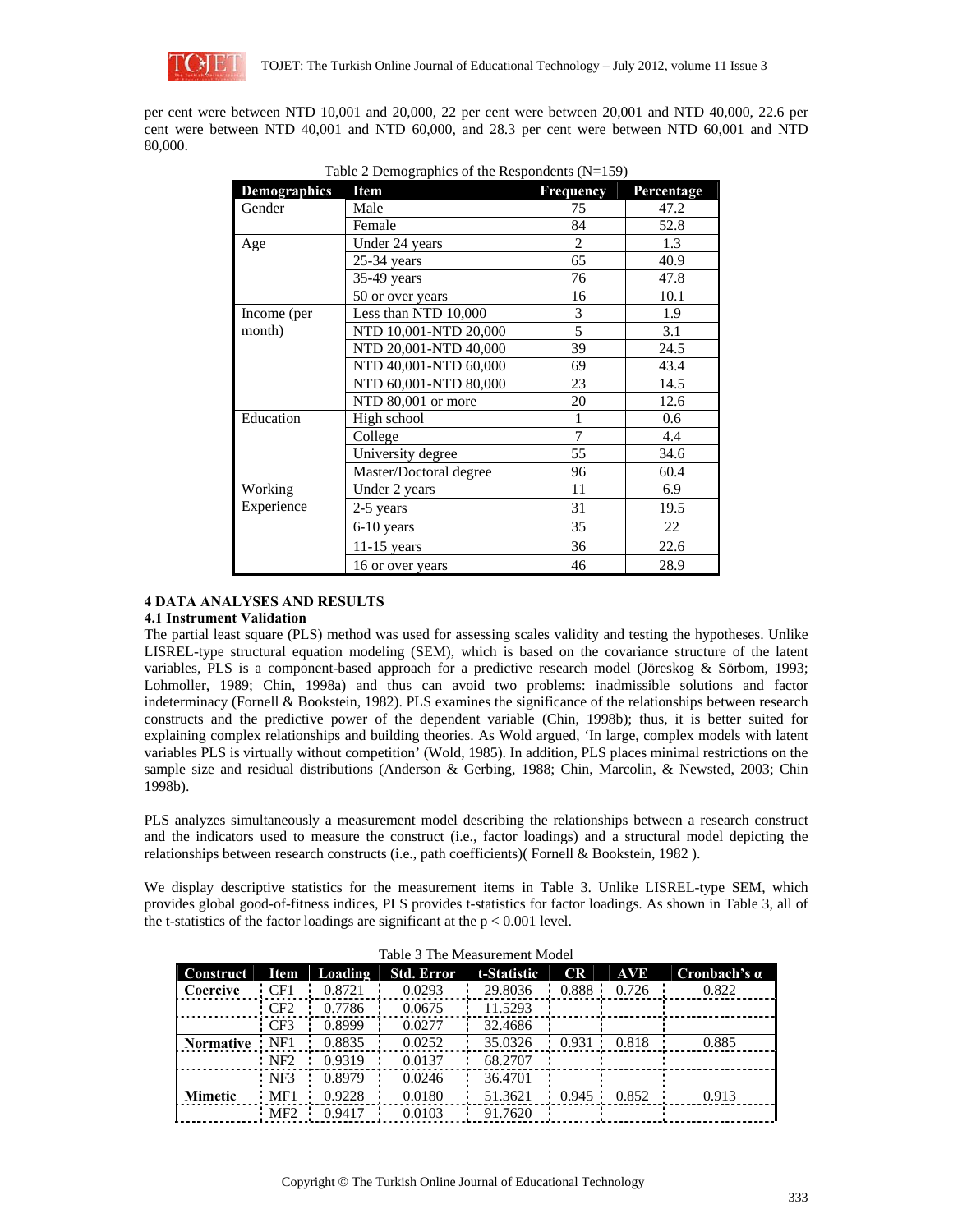per cent were between NTD 10,001 and 20,000, 22 per cent were between 20,001 and NTD 40,000, 22.6 per cent were between NTD 40,001 and NTD 60,000, and 28.3 per cent were between NTD 60,001 and NTD 80,000.

Table 2 Demographics of the Respondents (N=159)

| Demographics | Item | Frequency | Percentage |
|---|---|---|---|
| Gender | Male | 75 | 47.2 |
| | Female | 84 | 52.8 |
| Age | Under 24 years | 2 | 1.3 |
| | 25-34 years | 65 | 40.9 |
| | 35-49 years | 76 | 47.8 |
| | 50 or over years | 16 | 10.1 |
| Income (per month) | Less than NTD 10,000 | 3 | 1.9 |
| | NTD 10,001-NTD 20,000 | 5 | 3.1 |
| | NTD 20,001-NTD 40,000 | 39 | 24.5 |
| | NTD 40,001-NTD 60,000 | 69 | 43.4 |
| | NTD 60,001-NTD 80,000 | 23 | 14.5 |
| | NTD 80,001 or more | 20 | 12.6 |
| Education | High school | 1 | 0.6 |
| | College | 7 | 4.4 |
| | University degree | 55 | 34.6 |
| | Master/Doctoral degree | 96 | 60.4 |
| Working Experience | Under 2 years | 11 | 6.9 |
| | 2-5 years | 31 | 19.5 |
| | 6-10 years | 35 | 22 |
| | 11-15 years | 36 | 22.6 |
| | 16 or over years | 46 | 28.9 |

## 4 DATA ANALYSES AND RESULTS

### 4.1 Instrument Validation

The partial least square (PLS) method was used for assessing scales validity and testing the hypotheses. Unlike LISREL-type structural equation modeling (SEM), which is based on the covariance structure of the latent variables, PLS is a component-based approach for a predictive research model (Jöreskog & Sörbom, 1993; Lohmoller, 1989; Chin, 1998a) and thus can avoid two problems: inadmissible solutions and factor indeterminacy (Fornell & Bookstein, 1982). PLS examines the significance of the relationships between research constructs and the predictive power of the dependent variable (Chin, 1998b); thus, it is better suited for explaining complex relationships and building theories. As Wold argued, 'In large, complex models with latent variables PLS is virtually without competition' (Wold, 1985). In addition, PLS places minimal restrictions on the sample size and residual distributions (Anderson & Gerbing, 1988; Chin, Marcolin, & Newsted, 2003; Chin 1998b).

PLS analyzes simultaneously a measurement model describing the relationships between a research construct and the indicators used to measure the construct (i.e., factor loadings) and a structural model depicting the relationships between research constructs (i.e., path coefficients)( Fornell & Bookstein, 1982 ).

We display descriptive statistics for the measurement items in Table 3. Unlike LISREL-type SEM, which provides global good-of-fitness indices, PLS provides t-statistics for factor loadings. As shown in Table 3, all of the t-statistics of the factor loadings are significant at the $p < 0.001$ level.

Table 3 The Measurement Model

| Construct | Item | Loading | Std. Error | t-Statistic | CR | AVE | Cronbach's α |
|---|---|---|---|---|---|---|---|
| **Coercive** | CF1 | 0.8721 | 0.0293 | 29.8036 | 0.888 | 0.726 | 0.822 |
| | CF2 | 0.7786 | 0.0675 | 11.5293 | | | |
| | CF3 | 0.8999 | 0.0277 | 32.4686 | | | |
| **Normative** | NF1 | 0.8835 | 0.0252 | 35.0326 | 0.931 | 0.818 | 0.885 |
| | NF2 | 0.9319 | 0.0137 | 68.2707 | | | |
| | NF3 | 0.8979 | 0.0246 | 36.4701 | | | |
| **Mimetic** | MF1 | 0.9228 | 0.0180 | 51.3621 | 0.945 | 0.852 | 0.913 |
| | MF2 | 0.9417 | 0.0103 | 91.7620 | | | |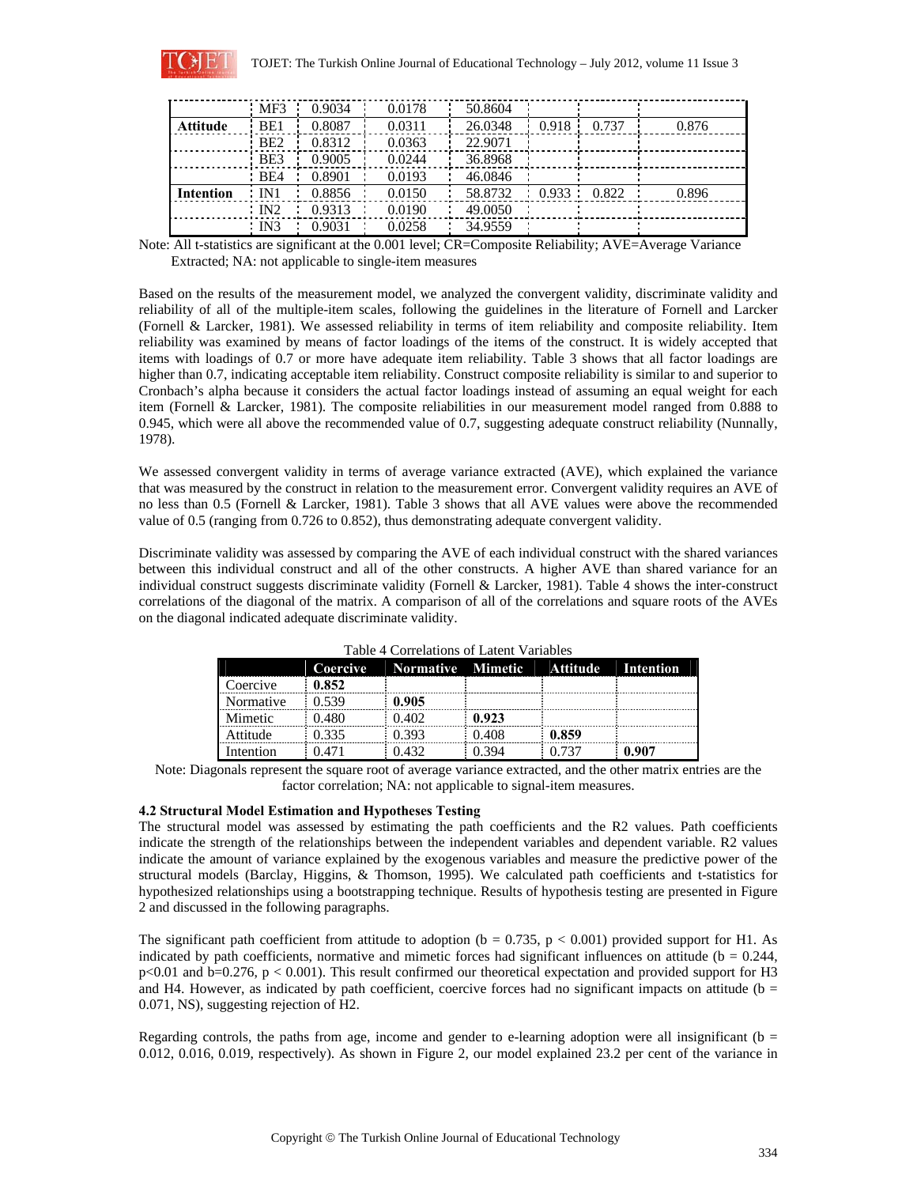|  | MF3 | 0.9034 | 0.0178 | 50.8604 |  |  |  |
|---|---|---|---|---|---|---|---|
| **Attitude** | BE1 | 0.8087 | 0.0311 | 26.0348 | 0.918 | 0.737 | 0.876 |
|  | BE2 | 0.8312 | 0.0363 | 22.9071 |  |  |  |
|  | BE3 | 0.9005 | 0.0244 | 36.8968 |  |  |  |
|  | BE4 | 0.8901 | 0.0193 | 46.0846 |  |  |  |
| **Intention** | IN1 | 0.8856 | 0.0150 | 58.8732 | 0.933 | 0.822 | 0.896 |
|  | IN2 | 0.9313 | 0.0190 | 49.0050 |  |  |  |
|  | IN3 | 0.9031 | 0.0258 | 34.9559 |  |  |  |

Note: All t-statistics are significant at the 0.001 level; CR=Composite Reliability; AVE=Average Variance Extracted; NA: not applicable to single-item measures

Based on the results of the measurement model, we analyzed the convergent validity, discriminate validity and reliability of all of the multiple-item scales, following the guidelines in the literature of Fornell and Larcker (Fornell & Larcker, 1981). We assessed reliability in terms of item reliability and composite reliability. Item reliability was examined by means of factor loadings of the items of the construct. It is widely accepted that items with loadings of 0.7 or more have adequate item reliability. Table 3 shows that all factor loadings are higher than 0.7, indicating acceptable item reliability. Construct composite reliability is similar to and superior to Cronbach's alpha because it considers the actual factor loadings instead of assuming an equal weight for each item (Fornell & Larcker, 1981). The composite reliabilities in our measurement model ranged from 0.888 to 0.945, which were all above the recommended value of 0.7, suggesting adequate construct reliability (Nunnally, 1978).

We assessed convergent validity in terms of average variance extracted (AVE), which explained the variance that was measured by the construct in relation to the measurement error. Convergent validity requires an AVE of no less than 0.5 (Fornell & Larcker, 1981). Table 3 shows that all AVE values were above the recommended value of 0.5 (ranging from 0.726 to 0.852), thus demonstrating adequate convergent validity.

Discriminate validity was assessed by comparing the AVE of each individual construct with the shared variances between this individual construct and all of the other constructs. A higher AVE than shared variance for an individual construct suggests discriminate validity (Fornell & Larcker, 1981). Table 4 shows the inter-construct correlations of the diagonal of the matrix. A comparison of all of the correlations and square roots of the AVEs on the diagonal indicated adequate discriminate validity.

Table 4 Correlations of Latent Variables

|  | Coercive | Normative | Mimetic | Attitude | Intention |
|---|---|---|---|---|---|
| Coercive | **0.852** |  |  |  |  |
| Normative | 0.539 | **0.905** |  |  |  |
| Mimetic | 0.480 | 0.402 | **0.923** |  |  |
| Attitude | 0.335 | 0.393 | 0.408 | **0.859** |  |
| Intention | 0.471 | 0.432 | 0.394 | 0.737 | **0.907** |

Note: Diagonals represent the square root of average variance extracted, and the other matrix entries are the factor correlation; NA: not applicable to signal-item measures.

**4.2 Structural Model Estimation and Hypotheses Testing**

The structural model was assessed by estimating the path coefficients and the R2 values. Path coefficients indicate the strength of the relationships between the independent variables and dependent variable. R2 values indicate the amount of variance explained by the exogenous variables and measure the predictive power of the structural models (Barclay, Higgins, & Thomson, 1995). We calculated path coefficients and t-statistics for hypothesized relationships using a bootstrapping technique. Results of hypothesis testing are presented in Figure 2 and discussed in the following paragraphs.

The significant path coefficient from attitude to adoption ($b = 0.735$, $p < 0.001$) provided support for H1. As indicated by path coefficients, normative and mimetic forces had significant influences on attitude ($b = 0.244$, $p<0.01$ and $b=0.276$, $p < 0.001$). This result confirmed our theoretical expectation and provided support for H3 and H4. However, as indicated by path coefficient, coercive forces had no significant impacts on attitude ($b = 0.071$, NS), suggesting rejection of H2.

Regarding controls, the paths from age, income and gender to e-learning adoption were all insignificant ($b = 0.012$, 0.016, 0.019, respectively). As shown in Figure 2, our model explained 23.2 per cent of the variance in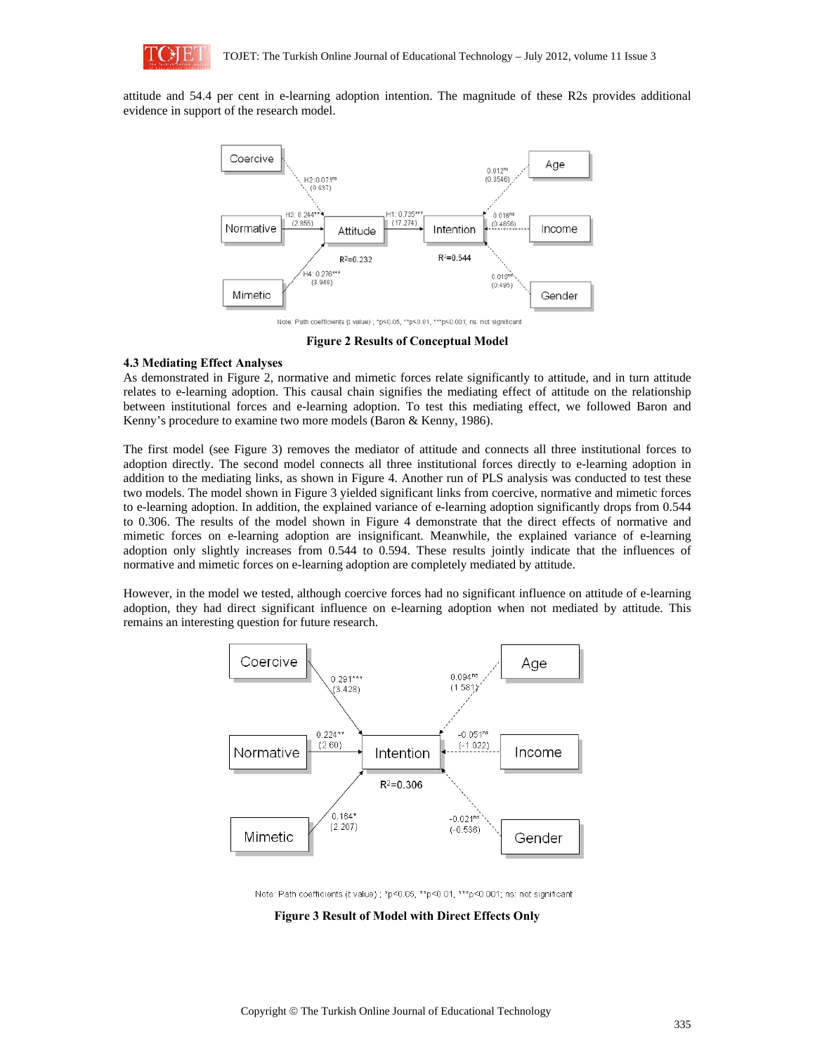attitude and 54.4 per cent in e-learning adoption intention. The magnitude of these R2s provides additional evidence in support of the research model.

Note: Path coefficients (t value) ; *p<0.05, **p<0.01, ***p<0.001; ns: not significant

**Figure 2 Results of Conceptual Model**

### 4.3 Mediating Effect Analyses

As demonstrated in Figure 2, normative and mimetic forces relate significantly to attitude, and in turn attitude relates to e-learning adoption. This causal chain signifies the mediating effect of attitude on the relationship between institutional forces and e-learning adoption. To test this mediating effect, we followed Baron and Kenny's procedure to examine two more models (Baron & Kenny, 1986).

The first model (see Figure 3) removes the mediator of attitude and connects all three institutional forces to adoption directly. The second model connects all three institutional forces directly to e-learning adoption in addition to the mediating links, as shown in Figure 4. Another run of PLS analysis was conducted to test these two models. The model shown in Figure 3 yielded significant links from coercive, normative and mimetic forces to e-learning adoption. In addition, the explained variance of e-learning adoption significantly drops from 0.544 to 0.306. The results of the model shown in Figure 4 demonstrate that the direct effects of normative and mimetic forces on e-learning adoption are insignificant. Meanwhile, the explained variance of e-learning adoption only slightly increases from 0.544 to 0.594. These results jointly indicate that the influences of normative and mimetic forces on e-learning adoption are completely mediated by attitude.

However, in the model we tested, although coercive forces had no significant influence on attitude of e-learning adoption, they had direct significant influence on e-learning adoption when not mediated by attitude. This remains an interesting question for future research.

Note: Path coefficients (t value) ; *p<0.05, **p<0.01, ***p<0.001; ns: not significant

**Figure 3 Result of Model with Direct Effects Only**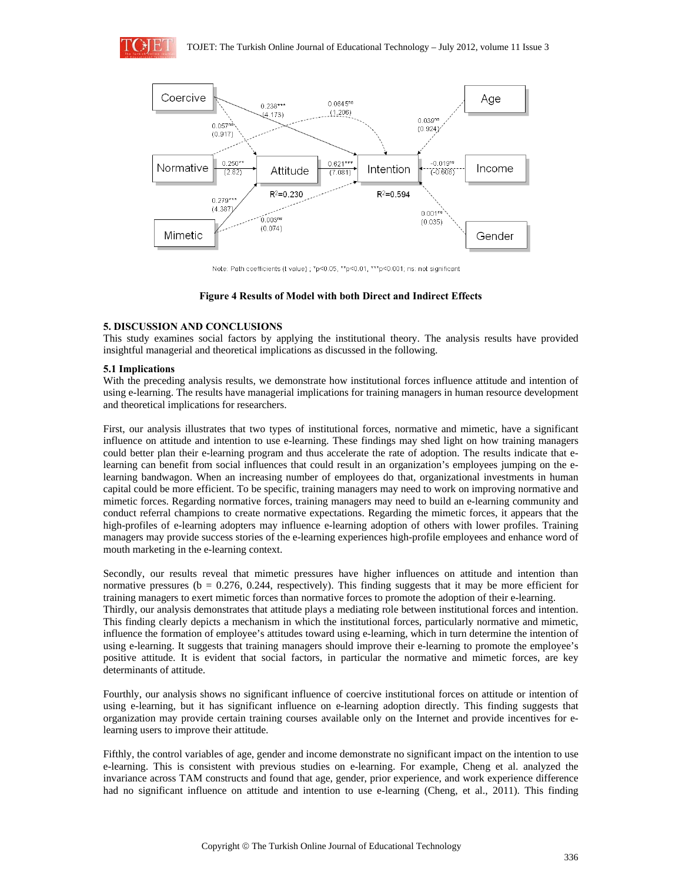Note: Path coefficients (t value) ; *p<0.05, **p<0.01, ***p<0.001; ns: not significant

**Figure 4 Results of Model with both Direct and Indirect Effects**

## 5. DISCUSSION AND CONCLUSIONS

This study examines social factors by applying the institutional theory. The analysis results have provided insightful managerial and theoretical implications as discussed in the following.

### 5.1 Implications

With the preceding analysis results, we demonstrate how institutional forces influence attitude and intention of using e-learning. The results have managerial implications for training managers in human resource development and theoretical implications for researchers.

First, our analysis illustrates that two types of institutional forces, normative and mimetic, have a significant influence on attitude and intention to use e-learning. These findings may shed light on how training managers could better plan their e-learning program and thus accelerate the rate of adoption. The results indicate that e-learning can benefit from social influences that could result in an organization's employees jumping on the e-learning bandwagon. When an increasing number of employees do that, organizational investments in human capital could be more efficient. To be specific, training managers may need to work on improving normative and mimetic forces. Regarding normative forces, training managers may need to build an e-learning community and conduct referral champions to create normative expectations. Regarding the mimetic forces, it appears that the high-profiles of e-learning adopters may influence e-learning adoption of others with lower profiles. Training managers may provide success stories of the e-learning experiences high-profile employees and enhance word of mouth marketing in the e-learning context.

Secondly, our results reveal that mimetic pressures have higher influences on attitude and intention than normative pressures (b = 0.276, 0.244, respectively). This finding suggests that it may be more efficient for training managers to exert mimetic forces than normative forces to promote the adoption of their e-learning.

Thirdly, our analysis demonstrates that attitude plays a mediating role between institutional forces and intention. This finding clearly depicts a mechanism in which the institutional forces, particularly normative and mimetic, influence the formation of employee's attitudes toward using e-learning, which in turn determine the intention of using e-learning. It suggests that training managers should improve their e-learning to promote the employee's positive attitude. It is evident that social factors, in particular the normative and mimetic forces, are key determinants of attitude.

Fourthly, our analysis shows no significant influence of coercive institutional forces on attitude or intention of using e-learning, but it has significant influence on e-learning adoption directly. This finding suggests that organization may provide certain training courses available only on the Internet and provide incentives for e-learning users to improve their attitude.

Fifthly, the control variables of age, gender and income demonstrate no significant impact on the intention to use e-learning. This is consistent with previous studies on e-learning. For example, Cheng et al. analyzed the invariance across TAM constructs and found that age, gender, prior experience, and work experience difference had no significant influence on attitude and intention to use e-learning (Cheng, et al., 2011). This finding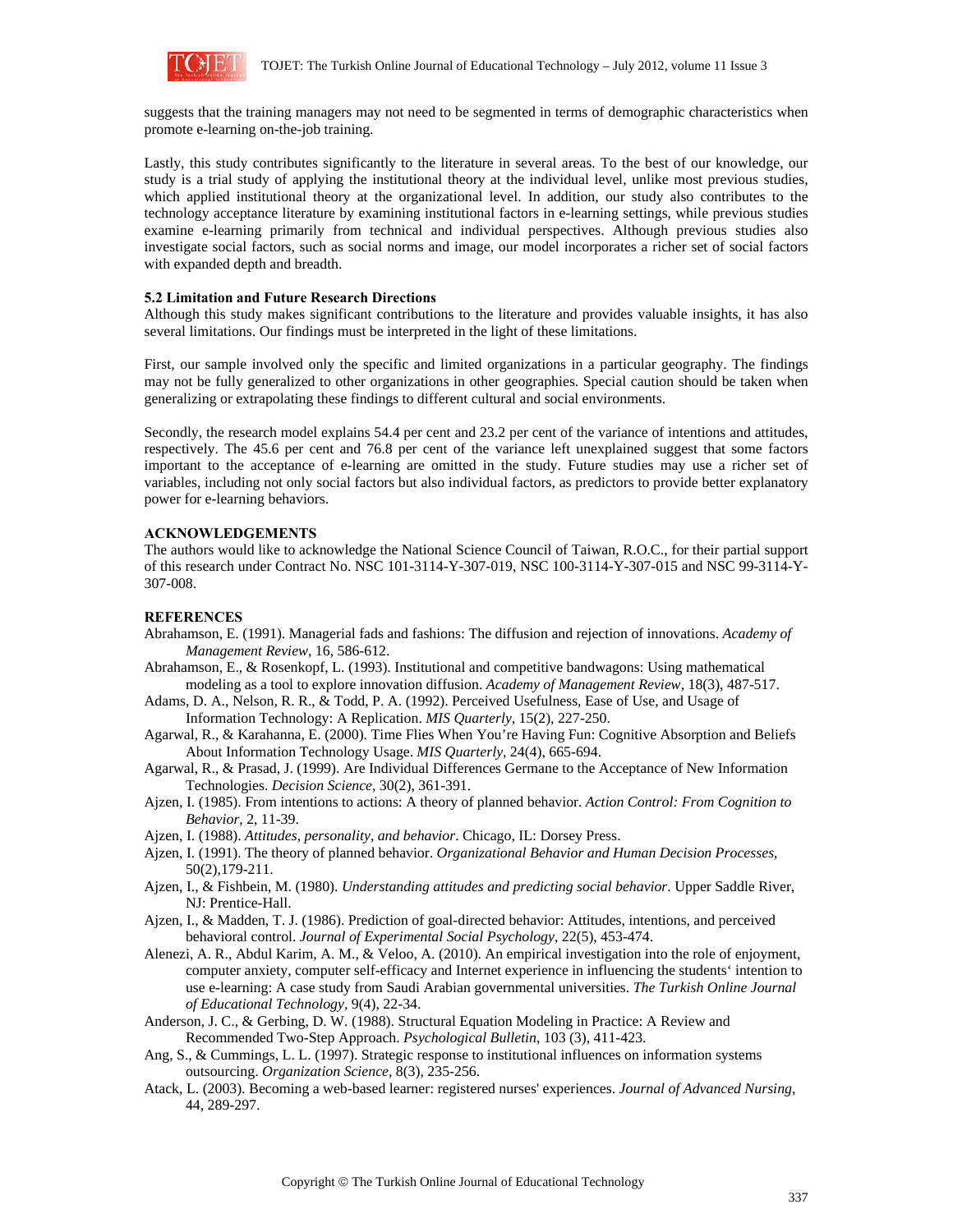suggests that the training managers may not need to be segmented in terms of demographic characteristics when promote e-learning on-the-job training.

Lastly, this study contributes significantly to the literature in several areas. To the best of our knowledge, our study is a trial study of applying the institutional theory at the individual level, unlike most previous studies, which applied institutional theory at the organizational level. In addition, our study also contributes to the technology acceptance literature by examining institutional factors in e-learning settings, while previous studies examine e-learning primarily from technical and individual perspectives. Although previous studies also investigate social factors, such as social norms and image, our model incorporates a richer set of social factors with expanded depth and breadth.

### 5.2 Limitation and Future Research Directions

Although this study makes significant contributions to the literature and provides valuable insights, it has also several limitations. Our findings must be interpreted in the light of these limitations.

First, our sample involved only the specific and limited organizations in a particular geography. The findings may not be fully generalized to other organizations in other geographies. Special caution should be taken when generalizing or extrapolating these findings to different cultural and social environments.

Secondly, the research model explains 54.4 per cent and 23.2 per cent of the variance of intentions and attitudes, respectively. The 45.6 per cent and 76.8 per cent of the variance left unexplained suggest that some factors important to the acceptance of e-learning are omitted in the study. Future studies may use a richer set of variables, including not only social factors but also individual factors, as predictors to provide better explanatory power for e-learning behaviors.

## ACKNOWLEDGEMENTS

The authors would like to acknowledge the National Science Council of Taiwan, R.O.C., for their partial support of this research under Contract No. NSC 101-3114-Y-307-019, NSC 100-3114-Y-307-015 and NSC 99-3114-Y-307-008.

## REFERENCES

Abrahamson, E. (1991). Managerial fads and fashions: The diffusion and rejection of innovations. *Academy of Management Review*, 16, 586-612.

Abrahamson, E., & Rosenkopf, L. (1993). Institutional and competitive bandwagons: Using mathematical modeling as a tool to explore innovation diffusion. *Academy of Management Review*, 18(3), 487-517.

Adams, D. A., Nelson, R. R., & Todd, P. A. (1992). Perceived Usefulness, Ease of Use, and Usage of Information Technology: A Replication. *MIS Quarterly*, 15(2), 227-250.

Agarwal, R., & Karahanna, E. (2000). Time Flies When You're Having Fun: Cognitive Absorption and Beliefs About Information Technology Usage. *MIS Quarterly*, 24(4), 665-694.

Agarwal, R., & Prasad, J. (1999). Are Individual Differences Germane to the Acceptance of New Information Technologies. *Decision Science*, 30(2), 361-391.

Ajzen, I. (1985). From intentions to actions: A theory of planned behavior. *Action Control: From Cognition to Behavior*, 2, 11-39.

Ajzen, I. (1988). *Attitudes, personality, and behavior*. Chicago, IL: Dorsey Press.

Ajzen, I. (1991). The theory of planned behavior. *Organizational Behavior and Human Decision Processes*, 50(2),179-211.

Ajzen, I., & Fishbein, M. (1980). *Understanding attitudes and predicting social behavior*. Upper Saddle River, NJ: Prentice-Hall.

Ajzen, I., & Madden, T. J. (1986). Prediction of goal-directed behavior: Attitudes, intentions, and perceived behavioral control. *Journal of Experimental Social Psychology*, 22(5), 453-474.

Alenezi, A. R., Abdul Karim, A. M., & Veloo, A. (2010). An empirical investigation into the role of enjoyment, computer anxiety, computer self-efficacy and Internet experience in influencing the students' intention to use e-learning: A case study from Saudi Arabian governmental universities. *The Turkish Online Journal of Educational Technology*, 9(4), 22-34.

Anderson, J. C., & Gerbing, D. W. (1988). Structural Equation Modeling in Practice: A Review and Recommended Two-Step Approach. *Psychological Bulletin*, 103 (3), 411-423.

Ang, S., & Cummings, L. L. (1997). Strategic response to institutional influences on information systems outsourcing. *Organization Science*, 8(3), 235-256.

Atack, L. (2003). Becoming a web-based learner: registered nurses' experiences. *Journal of Advanced Nursing*, 44, 289-297.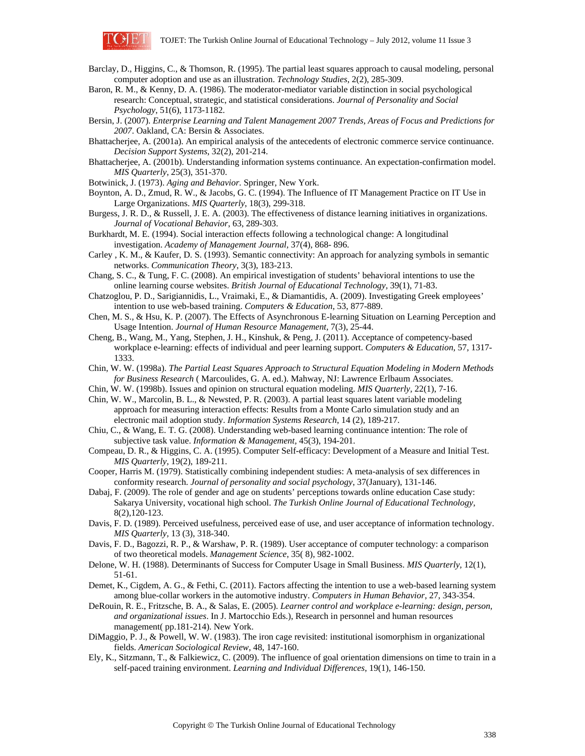Barclay, D., Higgins, C., & Thomson, R. (1995). The partial least squares approach to causal modeling, personal computer adoption and use as an illustration. *Technology Studies*, 2(2), 285-309.

Baron, R. M., & Kenny, D. A. (1986). The moderator-mediator variable distinction in social psychological research: Conceptual, strategic, and statistical considerations. *Journal of Personality and Social Psychology*, 51(6), 1173-1182.

Bersin, J. (2007). *Enterprise Learning and Talent Management 2007 Trends, Areas of Focus and Predictions for 2007*. Oakland, CA: Bersin & Associates.

Bhattacherjee, A. (2001a). An empirical analysis of the antecedents of electronic commerce service continuance. *Decision Support Systems*, 32(2), 201-214.

Bhattacherjee, A. (2001b). Understanding information systems continuance. An expectation-confirmation model. *MIS Quarterly*, 25(3), 351-370.

Botwinick, J. (1973). *Aging and Behavior.* Springer, New York.

Boynton, A. D., Zmud, R. W., & Jacobs, G. C. (1994). The Influence of IT Management Practice on IT Use in Large Organizations. *MIS Quarterly*, 18(3), 299-318.

Burgess, J. R. D., & Russell, J. E. A. (2003). The effectiveness of distance learning initiatives in organizations. *Journal of Vocational Behavior*, 63, 289-303.

Burkhardt, M. E. (1994). Social interaction effects following a technological change: A longitudinal investigation. *Academy of Management Journal*, 37(4), 868- 896.

Carley , K. M., & Kaufer, D. S. (1993). Semantic connectivity: An approach for analyzing symbols in semantic networks. *Communication Theory*, 3(3), 183-213.

Chang, S. C., & Tung, F. C. (2008). An empirical investigation of students' behavioral intentions to use the online learning course websites. *British Journal of Educational Technology*, 39(1), 71-83.

Chatzoglou, P. D., Sarigiannidis, L., Vraimaki, E., & Diamantidis, A. (2009). Investigating Greek employees' intention to use web-based training. *Computers & Education*, 53, 877-889.

Chen, M. S., & Hsu, K. P. (2007). The Effects of Asynchronous E-learning Situation on Learning Perception and Usage Intention. *Journal of Human Resource Management*, 7(3), 25-44.

Cheng, B., Wang, M., Yang, Stephen, J. H., Kinshuk, & Peng, J. (2011). Acceptance of competency-based workplace e-learning: effects of individual and peer learning support. *Computers & Education*, 57, 1317-1333.

Chin, W. W. (1998a). *The Partial Least Squares Approach to Structural Equation Modeling in Modern Methods for Business Research* ( Marcoulides, G. A. ed.). Mahway, NJ: Lawrence Erlbaum Associates.

Chin, W. W. (1998b). Issues and opinion on structural equation modeling. *MIS Quarterly*, 22(1), 7-16.

Chin, W. W., Marcolin, B. L., & Newsted, P. R. (2003). A partial least squares latent variable modeling approach for measuring interaction effects: Results from a Monte Carlo simulation study and an electronic mail adoption study. *Information Systems Research*, 14 (2), 189-217.

Chiu, C., & Wang, E. T. G. (2008). Understanding web-based learning continuance intention: The role of subjective task value. *Information & Management*, 45(3), 194-201.

Compeau, D. R., & Higgins, C. A. (1995). Computer Self-efficacy: Development of a Measure and Initial Test. *MIS Quarterly*, 19(2), 189-211.

Cooper, Harris M. (1979). Statistically combining independent studies: A meta-analysis of sex differences in conformity research. *Journal of personality and social psychology*, 37(January), 131-146.

Dabaj, F. (2009). The role of gender and age on students' perceptions towards online education Case study: Sakarya University, vocational high school. *The Turkish Online Journal of Educational Technology*, 8(2),120-123.

Davis, F. D. (1989). Perceived usefulness, perceived ease of use, and user acceptance of information technology. *MIS Quarterly*, 13 (3), 318-340.

Davis, F. D., Bagozzi, R. P., & Warshaw, P. R. (1989). User acceptance of computer technology: a comparison of two theoretical models. *Management Science*, 35( 8), 982-1002.

Delone, W. H. (1988). Determinants of Success for Computer Usage in Small Business. *MIS Quarterly*, 12(1), 51-61.

Demet, K., Cigdem, A. G., & Fethi, C. (2011). Factors affecting the intention to use a web-based learning system among blue-collar workers in the automotive industry. *Computers in Human Behavior*, 27, 343-354.

DeRouin, R. E., Fritzsche, B. A., & Salas, E. (2005). *Learner control and workplace e-learning: design, person, and organizational issues*. In J. Martocchio Eds.), Research in personnel and human resources management( pp.181-214). New York.

DiMaggio, P. J., & Powell, W. W. (1983). The iron cage revisited: institutional isomorphism in organizational fields. *American Sociological Review*, 48, 147-160.

Ely, K., Sitzmann, T., & Falkiewicz, C. (2009). The influence of goal orientation dimensions on time to train in a self-paced training environment. *Learning and Individual Differences*, 19(1), 146-150.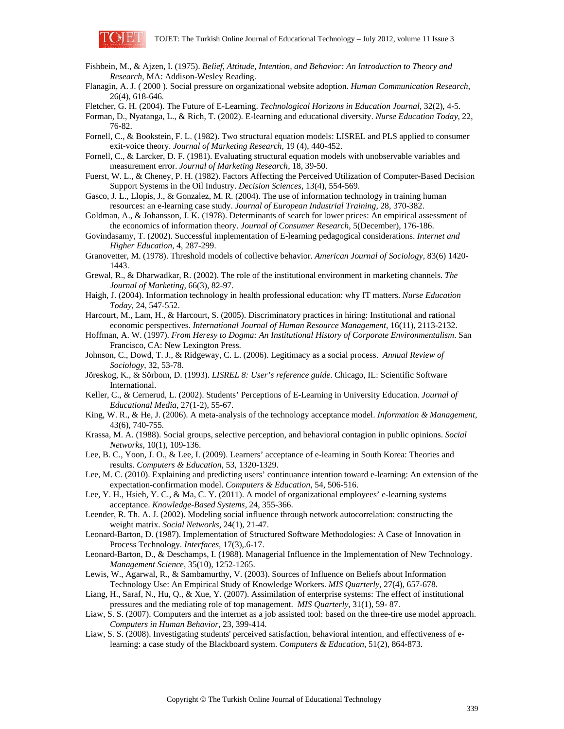Fishbein, M., & Ajzen, I. (1975). *Belief, Attitude, Intention, and Behavior: An Introduction to Theory and Research*, MA: Addison-Wesley Reading.

Flanagin, A. J. ( 2000 ). Social pressure on organizational website adoption. *Human Communication Research*, 26(4), 618-646.

Fletcher, G. H. (2004). The Future of E-Learning. *Technological Horizons in Education Journal*, 32(2), 4-5.

Forman, D., Nyatanga, L., & Rich, T. (2002). E-learning and educational diversity. *Nurse Education Today*, 22, 76-82.

Fornell, C., & Bookstein, F. L. (1982). Two structural equation models: LISREL and PLS applied to consumer exit-voice theory. *Journal of Marketing Research*, 19 (4), 440-452.

Fornell, C., & Larcker, D. F. (1981). Evaluating structural equation models with unobservable variables and measurement error. *Journal of Marketing Research*, 18, 39-50.

Fuerst, W. L., & Cheney, P. H. (1982). Factors Affecting the Perceived Utilization of Computer-Based Decision Support Systems in the Oil Industry. *Decision Sciences*, 13(4), 554-569.

Gasco, J. L., Llopis, J., & Gonzalez, M. R. (2004). The use of information technology in training human resources: an e-learning case study. *Journal of European Industrial Training*, 28, 370-382.

Goldman, A., & Johansson, J. K. (1978). Determinants of search for lower prices: An empirical assessment of the economics of information theory. *Journal of Consumer Research*, 5(December), 176-186.

Govindasamy, T. (2002). Successful implementation of E-learning pedagogical considerations. *Internet and Higher Education*, 4, 287-299.

Granovetter, M. (1978). Threshold models of collective behavior. *American Journal of Sociology*, 83(6) 1420-1443.

Grewal, R., & Dharwadkar, R. (2002). The role of the institutional environment in marketing channels. *The Journal of Marketing*, 66(3), 82-97.

Haigh, J. (2004). Information technology in health professional education: why IT matters. *Nurse Education Today*, 24, 547-552.

Harcourt, M., Lam, H., & Harcourt, S. (2005). Discriminatory practices in hiring: Institutional and rational economic perspectives. *International Journal of Human Resource Management*, 16(11), 2113-2132.

Hoffman, A. W. (1997). *From Heresy to Dogma: An Institutional History of Corporate Environmentalism*. San Francisco, CA: New Lexington Press.

Johnson, C., Dowd, T. J., & Ridgeway, C. L. (2006). Legitimacy as a social process. *Annual Review of Sociology*, 32, 53-78.

Jöreskog, K., & Sörbom, D. (1993). *LISREL 8: User's reference guide*. Chicago, IL: Scientific Software International.

Keller, C., & Cernerud, L. (2002). Students' Perceptions of E-Learning in University Education. *Journal of Educational Media*, 27(1-2), 55-67.

King, W. R., & He, J. (2006). A meta-analysis of the technology acceptance model. *Information & Management*, 43(6), 740-755.

Krassa, M. A. (1988). Social groups, selective perception, and behavioral contagion in public opinions. *Social Networks*, 10(1), 109-136.

Lee, B. C., Yoon, J. O., & Lee, I. (2009). Learners' acceptance of e-learning in South Korea: Theories and results. *Computers & Education*, 53, 1320-1329.

Lee, M. C. (2010). Explaining and predicting users' continuance intention toward e-learning: An extension of the expectation-confirmation model. *Computers & Education*, 54, 506-516.

Lee, Y. H., Hsieh, Y. C., & Ma, C. Y. (2011). A model of organizational employees' e-learning systems acceptance. *Knowledge-Based Systems*, 24, 355-366.

Leender, R. Th. A. J. (2002). Modeling social influence through network autocorrelation: constructing the weight matrix. *Social Networks*, 24(1), 21-47.

Leonard-Barton, D. (1987). Implementation of Structured Software Methodologies: A Case of Innovation in Process Technology. *Interfaces*, 17(3),.6-17.

Leonard-Barton, D., & Deschamps, I. (1988). Managerial Influence in the Implementation of New Technology. *Management Science*, 35(10), 1252-1265.

Lewis, W., Agarwal, R., & Sambamurthy, V. (2003). Sources of Influence on Beliefs about Information Technology Use: An Empirical Study of Knowledge Workers. *MIS Quarterly*, 27(4), 657-678.

Liang, H., Saraf, N., Hu, Q., & Xue, Y. (2007). Assimilation of enterprise systems: The effect of institutional pressures and the mediating role of top management. *MIS Quarterly*, 31(1), 59- 87.

Liaw, S. S. (2007). Computers and the internet as a job assisted tool: based on the three-tire use model approach. *Computers in Human Behavior*, 23, 399-414.

Liaw, S. S. (2008). Investigating students' perceived satisfaction, behavioral intention, and effectiveness of e-learning: a case study of the Blackboard system. *Computers & Education*, 51(2), 864-873.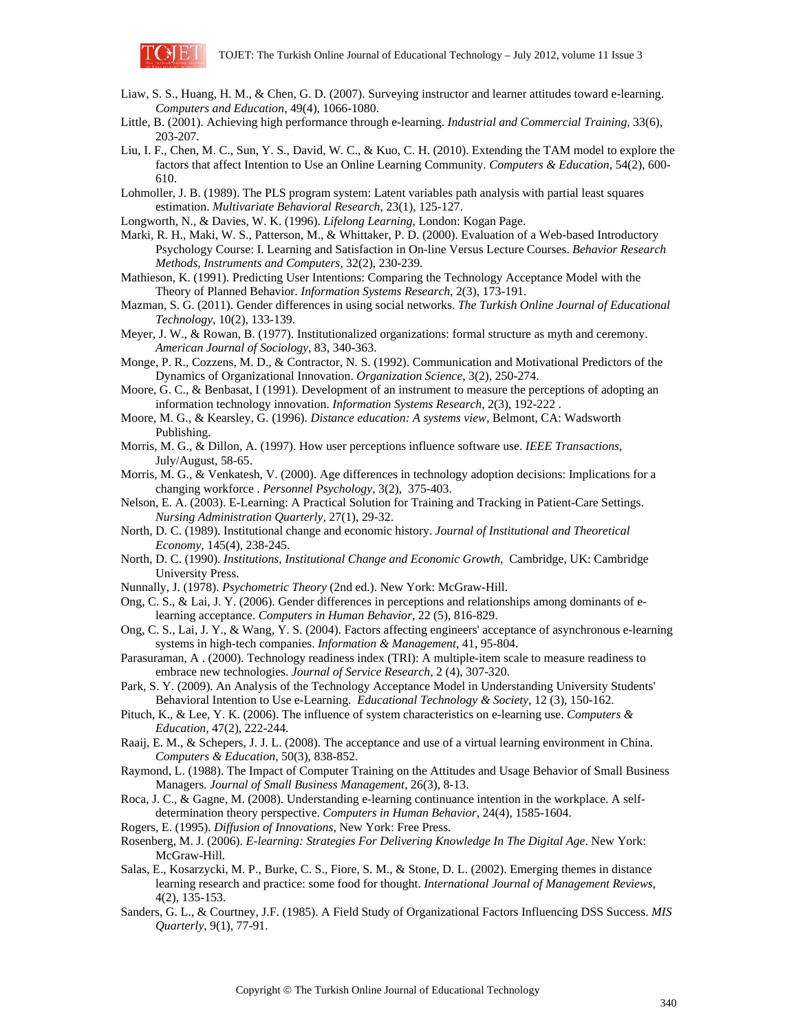Liaw, S. S., Huang, H. M., & Chen, G. D. (2007). Surveying instructor and learner attitudes toward e-learning. *Computers and Education*, 49(4), 1066-1080.

Little, B. (2001). Achieving high performance through e-learning. *Industrial and Commercial Training*, 33(6), 203-207.

Liu, I. F., Chen, M. C., Sun, Y. S., David, W. C., & Kuo, C. H. (2010). Extending the TAM model to explore the factors that affect Intention to Use an Online Learning Community. *Computers & Education*, 54(2), 600-610.

Lohmoller, J. B. (1989). The PLS program system: Latent variables path analysis with partial least squares estimation. *Multivariate Behavioral Research*, 23(1), 125-127.

Longworth, N., & Davies, W. K. (1996). *Lifelong Learning*, London: Kogan Page.

Marki, R. H., Maki, W. S., Patterson, M., & Whittaker, P. D. (2000). Evaluation of a Web-based Introductory Psychology Course: I. Learning and Satisfaction in On-line Versus Lecture Courses. *Behavior Research Methods, Instruments and Computers*, 32(2), 230-239.

Mathieson, K. (1991). Predicting User Intentions: Comparing the Technology Acceptance Model with the Theory of Planned Behavior. *Information Systems Research*, 2(3), 173-191.

Mazman, S. G. (2011). Gender differences in using social networks. *The Turkish Online Journal of Educational Technology*, 10(2), 133-139.

Meyer, J. W., & Rowan, B. (1977). Institutionalized organizations: formal structure as myth and ceremony. *American Journal of Sociology*, 83, 340-363.

Monge, P. R., Cozzens, M. D., & Contractor, N. S. (1992). Communication and Motivational Predictors of the Dynamics of Organizational Innovation. *Organization Science*, 3(2), 250-274.

Moore, G. C., & Benbasat, I (1991). Development of an instrument to measure the perceptions of adopting an information technology innovation. *Information Systems Research*, 2(3), 192-222 .

Moore, M. G., & Kearsley, G. (1996). *Distance education: A systems view*, Belmont, CA: Wadsworth Publishing.

Morris, M. G., & Dillon, A. (1997). How user perceptions influence software use. *IEEE Transactions*, July/August, 58-65.

Morris, M. G., & Venkatesh, V. (2000). Age differences in technology adoption decisions: Implications for a changing workforce . *Personnel Psychology*, 3(2), 375-403.

Nelson, E. A. (2003). E-Learning: A Practical Solution for Training and Tracking in Patient-Care Settings. *Nursing Administration Quarterly*, 27(1), 29-32.

North, D. C. (1989). Institutional change and economic history. *Journal of Institutional and Theoretical Economy*, 145(4), 238-245.

North, D. C. (1990). *Institutions, Institutional Change and Economic Growth*, Cambridge, UK: Cambridge University Press.

Nunnally, J. (1978). *Psychometric Theory* (2nd ed.). New York: McGraw-Hill.

Ong, C. S., & Lai, J. Y. (2006). Gender differences in perceptions and relationships among dominants of e-learning acceptance. *Computers in Human Behavior*, 22 (5), 816-829.

Ong, C. S., Lai, J. Y., & Wang, Y. S. (2004). Factors affecting engineers' acceptance of asynchronous e-learning systems in high-tech companies. *Information & Management*, 41, 95-804.

Parasuraman, A . (2000). Technology readiness index (TRI): A multiple-item scale to measure readiness to embrace new technologies. *Journal of Service Research*, 2 (4), 307-320.

Park, S. Y. (2009). An Analysis of the Technology Acceptance Model in Understanding University Students' Behavioral Intention to Use e-Learning. *Educational Technology & Society*, 12 (3), 150-162.

Pituch, K., & Lee, Y. K. (2006). The influence of system characteristics on e-learning use. *Computers & Education*, 47(2), 222-244.

Raaij, E. M., & Schepers, J. J. L. (2008). The acceptance and use of a virtual learning environment in China. *Computers & Education*, 50(3), 838-852.

Raymond, L. (1988). The Impact of Computer Training on the Attitudes and Usage Behavior of Small Business Managers. *Journal of Small Business Management*, 26(3), 8-13.

Roca, J. C., & Gagne, M. (2008). Understanding e-learning continuance intention in the workplace. A self-determination theory perspective. *Computers in Human Behavior*, 24(4), 1585-1604.

Rogers, E. (1995). *Diffusion of Innovations*, New York: Free Press.

Rosenberg, M. J. (2006). *E-learning: Strategies For Delivering Knowledge In The Digital Age*. New York: McGraw-Hill.

Salas, E., Kosarzycki, M. P., Burke, C. S., Fiore, S. M., & Stone, D. L. (2002). Emerging themes in distance learning research and practice: some food for thought. *International Journal of Management Reviews*, 4(2), 135-153.

Sanders, G. L., & Courtney, J.F. (1985). A Field Study of Organizational Factors Influencing DSS Success. *MIS Quarterly*, 9(1), 77-91.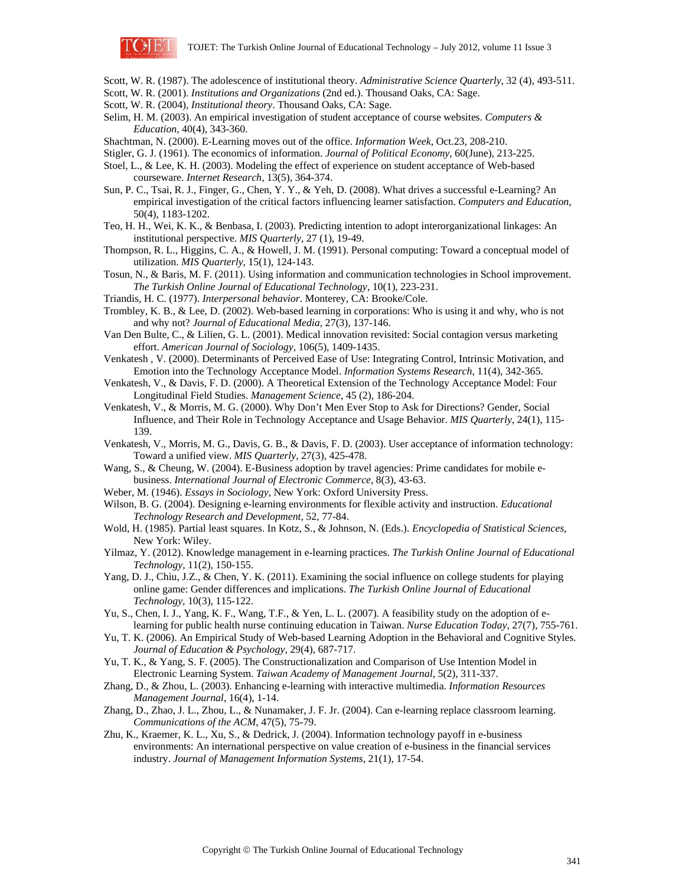Scott, W. R. (1987). The adolescence of institutional theory. *Administrative Science Quarterly*, 32 (4), 493-511.

Scott, W. R. (2001). *Institutions and Organizations* (2nd ed.). Thousand Oaks, CA: Sage.

Scott, W. R. (2004), *Institutional theory*. Thousand Oaks, CA: Sage.

Selim, H. M. (2003). An empirical investigation of student acceptance of course websites. *Computers & Education*, 40(4), 343-360.

Shachtman, N. (2000). E-Learning moves out of the office. *Information Week*, Oct.23, 208-210.

Stigler, G. J. (1961). The economics of information. *Journal of Political Economy*, 60(June), 213-225.

Stoel, L., & Lee, K. H. (2003). Modeling the effect of experience on student acceptance of Web-based courseware. *Internet Research*, 13(5), 364-374.

Sun, P. C., Tsai, R. J., Finger, G., Chen, Y. Y., & Yeh, D. (2008). What drives a successful e-Learning? An empirical investigation of the critical factors influencing learner satisfaction. *Computers and Education*, 50(4), 1183-1202.

Teo, H. H., Wei, K. K., & Benbasa, I. (2003). Predicting intention to adopt interorganizational linkages: An institutional perspective. *MIS Quarterly*, 27 (1), 19-49.

Thompson, R. L., Higgins, C. A., & Howell, J. M. (1991). Personal computing: Toward a conceptual model of utilization. *MIS Quarterly*, 15(1), 124-143.

Tosun, N., & Baris, M. F. (2011). Using information and communication technologies in School improvement. *The Turkish Online Journal of Educational Technology*, 10(1), 223-231.

Triandis, H. C. (1977). *Interpersonal behavior*. Monterey, CA: Brooke/Cole.

Trombley, K. B., & Lee, D. (2002). Web-based learning in corporations: Who is using it and why, who is not and why not? *Journal of Educational Media*, 27(3), 137-146.

Van Den Bulte, C., & Lilien, G. L. (2001). Medical innovation revisited: Social contagion versus marketing effort. *American Journal of Sociology*, 106(5), 1409-1435.

Venkatesh , V. (2000). Determinants of Perceived Ease of Use: Integrating Control, Intrinsic Motivation, and Emotion into the Technology Acceptance Model. *Information Systems Research*, 11(4), 342-365.

Venkatesh, V., & Davis, F. D. (2000). A Theoretical Extension of the Technology Acceptance Model: Four Longitudinal Field Studies. *Management Science*, 45 (2), 186-204.

Venkatesh, V., & Morris, M. G. (2000). Why Don't Men Ever Stop to Ask for Directions? Gender, Social Influence, and Their Role in Technology Acceptance and Usage Behavior. *MIS Quarterly*, 24(1), 115-139.

Venkatesh, V., Morris, M. G., Davis, G. B., & Davis, F. D. (2003). User acceptance of information technology: Toward a unified view. *MIS Quarterly*, 27(3), 425-478.

Wang, S., & Cheung, W. (2004). E-Business adoption by travel agencies: Prime candidates for mobile e-business. *International Journal of Electronic Commerce*, 8(3), 43-63.

Weber, M. (1946). *Essays in Sociology*, New York: Oxford University Press.

Wilson, B. G. (2004). Designing e-learning environments for flexible activity and instruction. *Educational Technology Research and Development*, 52, 77-84.

Wold, H. (1985). Partial least squares. In Kotz, S., & Johnson, N. (Eds.). *Encyclopedia of Statistical Sciences*, New York: Wiley.

Yilmaz, Y. (2012). Knowledge management in e-learning practices. *The Turkish Online Journal of Educational Technology*, 11(2), 150-155.

Yang, D. J., Chiu, J.Z., & Chen, Y. K. (2011). Examining the social influence on college students for playing online game: Gender differences and implications. *The Turkish Online Journal of Educational Technology*, 10(3), 115-122.

Yu, S., Chen, I. J., Yang, K. F., Wang, T.F., & Yen, L. L. (2007). A feasibility study on the adoption of e-learning for public health nurse continuing education in Taiwan. *Nurse Education Today*, 27(7), 755-761.

Yu, T. K. (2006). An Empirical Study of Web-based Learning Adoption in the Behavioral and Cognitive Styles. *Journal of Education & Psychology*, 29(4), 687-717.

Yu, T. K., & Yang, S. F. (2005). The Constructionalization and Comparison of Use Intention Model in Electronic Learning System. *Taiwan Academy of Management Journal*, 5(2), 311-337.

Zhang, D., & Zhou, L. (2003). Enhancing e-learning with interactive multimedia. *Information Resources Management Journal*, 16(4), 1-14.

Zhang, D., Zhao, J. L., Zhou, L., & Nunamaker, J. F. Jr. (2004). Can e-learning replace classroom learning. *Communications of the ACM*, 47(5), 75-79.

Zhu, K., Kraemer, K. L., Xu, S., & Dedrick, J. (2004). Information technology payoff in e-business environments: An international perspective on value creation of e-business in the financial services industry. *Journal of Management Information Systems*, 21(1), 17-54.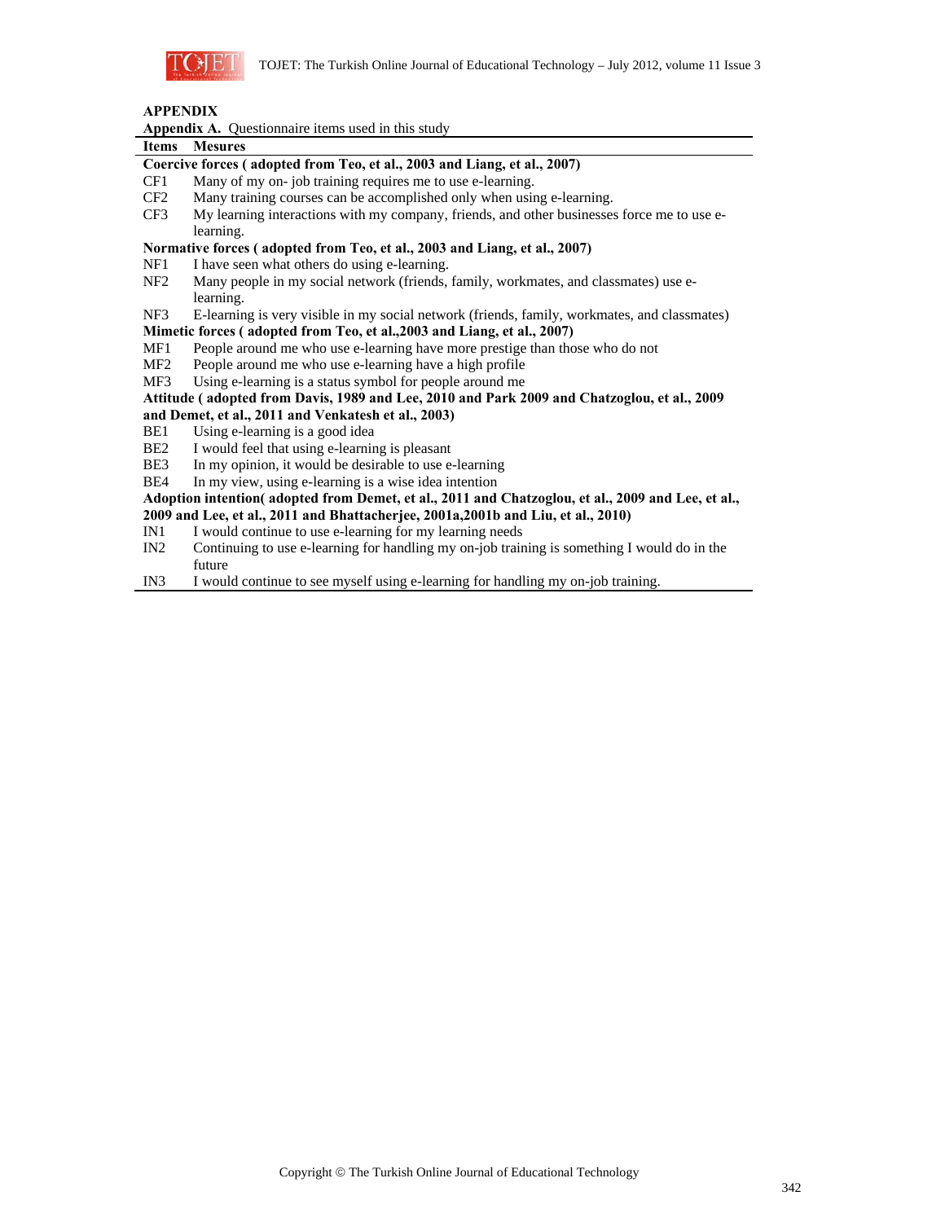## APPENDIX

**Appendix A.** Questionnaire items used in this study

| Items | Mesures |
|---|---|
| **Coercive forces ( adopted from Teo, et al., 2003 and Liang, et al., 2007)** | |
| CF1 | Many of my on- job training requires me to use e-learning. |
| CF2 | Many training courses can be accomplished only when using e-learning. |
| CF3 | My learning interactions with my company, friends, and other businesses force me to use e-learning. |
| **Normative forces ( adopted from Teo, et al., 2003 and Liang, et al., 2007)** | |
| NF1 | I have seen what others do using e-learning. |
| NF2 | Many people in my social network (friends, family, workmates, and classmates) use e-learning. |
| NF3 | E-learning is very visible in my social network (friends, family, workmates, and classmates) |
| **Mimetic forces ( adopted from Teo, et al.,2003 and Liang, et al., 2007)** | |
| MF1 | People around me who use e-learning have more prestige than those who do not |
| MF2 | People around me who use e-learning have a high profile |
| MF3 | Using e-learning is a status symbol for people around me |
| **Attitude ( adopted from Davis, 1989 and Lee, 2010 and Park 2009 and Chatzoglou, et al., 2009 and Demet, et al., 2011 and Venkatesh et al., 2003)** | |
| BE1 | Using e-learning is a good idea |
| BE2 | I would feel that using e-learning is pleasant |
| BE3 | In my opinion, it would be desirable to use e-learning |
| BE4 | In my view, using e-learning is a wise idea intention |
| **Adoption intention( adopted from Demet, et al., 2011 and Chatzoglou, et al., 2009 and Lee, et al., 2009 and Lee, et al., 2011 and Bhattacherjee, 2001a,2001b and Liu, et al., 2010)** | |
| IN1 | I would continue to use e-learning for my learning needs |
| IN2 | Continuing to use e-learning for handling my on-job training is something I would do in the future |
| IN3 | I would continue to see myself using e-learning for handling my on-job training. |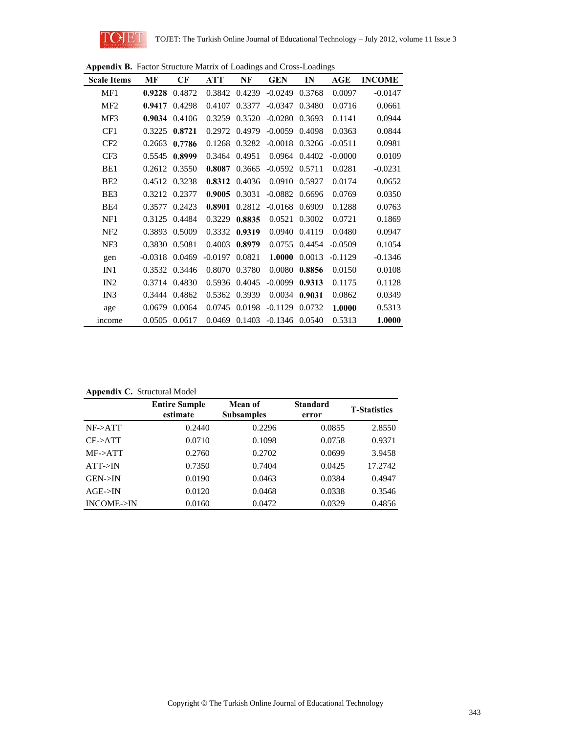**Appendix B.** Factor Structure Matrix of Loadings and Cross-Loadings

| Scale Items | MF | CF | ATT | NF | GEN | IN | AGE | INCOME |
|---|---|---|---|---|---|---|---|---|
| MF1 | **0.9228** | 0.4872 | 0.3842 | 0.4239 | -0.0249 | 0.3768 | 0.0097 | -0.0147 |
| MF2 | **0.9417** | 0.4298 | 0.4107 | 0.3377 | -0.0347 | 0.3480 | 0.0716 | 0.0661 |
| MF3 | **0.9034** | 0.4106 | 0.3259 | 0.3520 | -0.0280 | 0.3693 | 0.1141 | 0.0944 |
| CF1 | 0.3225 | **0.8721** | 0.2972 | 0.4979 | -0.0059 | 0.4098 | 0.0363 | 0.0844 |
| CF2 | 0.2663 | **0.7786** | 0.1268 | 0.3282 | -0.0018 | 0.3266 | -0.0511 | 0.0981 |
| CF3 | 0.5545 | **0.8999** | 0.3464 | 0.4951 | 0.0964 | 0.4402 | -0.0000 | 0.0109 |
| BE1 | 0.2612 | 0.3550 | **0.8087** | 0.3665 | -0.0592 | 0.5711 | 0.0281 | -0.0231 |
| BE2 | 0.4512 | 0.3238 | **0.8312** | 0.4036 | 0.0910 | 0.5927 | 0.0174 | 0.0652 |
| BE3 | 0.3212 | 0.2377 | **0.9005** | 0.3031 | -0.0882 | 0.6696 | 0.0769 | 0.0350 |
| BE4 | 0.3577 | 0.2423 | **0.8901** | 0.2812 | -0.0168 | 0.6909 | 0.1288 | 0.0763 |
| NF1 | 0.3125 | 0.4484 | 0.3229 | **0.8835** | 0.0521 | 0.3002 | 0.0721 | 0.1869 |
| NF2 | 0.3893 | 0.5009 | 0.3332 | **0.9319** | 0.0940 | 0.4119 | 0.0480 | 0.0947 |
| NF3 | 0.3830 | 0.5081 | 0.4003 | **0.8979** | 0.0755 | 0.4454 | -0.0509 | 0.1054 |
| gen | -0.0318 | 0.0469 | -0.0197 | 0.0821 | **1.0000** | 0.0013 | -0.1129 | -0.1346 |
| IN1 | 0.3532 | 0.3446 | 0.8070 | 0.3780 | 0.0080 | **0.8856** | 0.0150 | 0.0108 |
| IN2 | 0.3714 | 0.4830 | 0.5936 | 0.4045 | -0.0099 | **0.9313** | 0.1175 | 0.1128 |
| IN3 | 0.3444 | 0.4862 | 0.5362 | 0.3939 | 0.0034 | **0.9031** | 0.0862 | 0.0349 |
| age | 0.0679 | 0.0064 | 0.0745 | 0.0198 | -0.1129 | 0.0732 | **1.0000** | 0.5313 |
| income | 0.0505 | 0.0617 | 0.0469 | 0.1403 | -0.1346 | 0.0540 | 0.5313 | **1.0000** |

**Appendix C.** Structural Model

| | Entire Sample estimate | Mean of Subsamples | Standard error | T-Statistics |
|---|---|---|---|---|
| NF->ATT | 0.2440 | 0.2296 | 0.0855 | 2.8550 |
| CF->ATT | 0.0710 | 0.1098 | 0.0758 | 0.9371 |
| MF->ATT | 0.2760 | 0.2702 | 0.0699 | 3.9458 |
| ATT->IN | 0.7350 | 0.7404 | 0.0425 | 17.2742 |
| GEN->IN | 0.0190 | 0.0463 | 0.0384 | 0.4947 |
| AGE->IN | 0.0120 | 0.0468 | 0.0338 | 0.3546 |
| INCOME->IN | 0.0160 | 0.0472 | 0.0329 | 0.4856 |